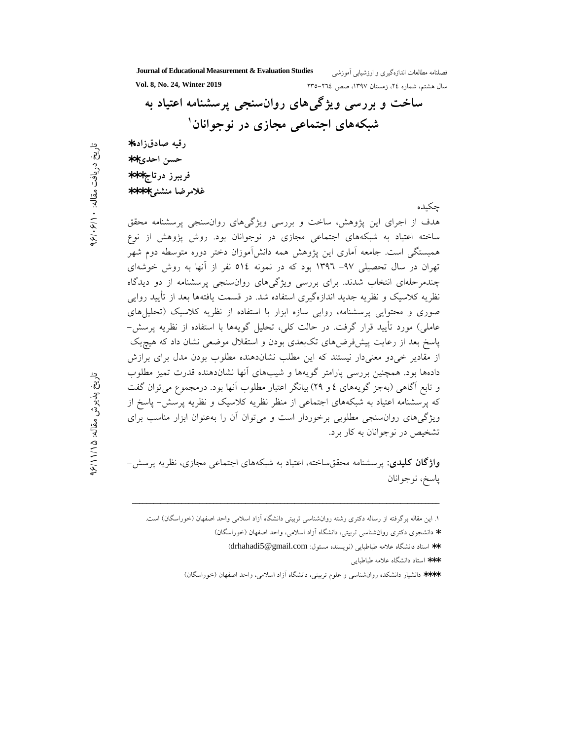# ساخت و بررسی ویژگی‌های روان‌سنجی پرسشنامه اعتیاد به شبکه‌های اجتماعی مجازی در نوجوانان[1]

**رقیه صادق‌زاده***
**حسن احدی****
**فریبرز درتاج*****
**غلامرضا منشئی******

تاریخ دریافت مقاله: ۹۶/۰۶/۱۰

تاریخ پذیرش مقاله: ۹۶/۱۱/۱۵

چکیده

هدف از اجرای این پژوهش، ساخت و بررسی ویژگی‌های روان‌سنجی پرسشنامه محقق ساخته اعتیاد به شبکه‌های اجتماعی مجازی در نوجوانان بود. روش پژوهش از نوع همبستگی است. جامعه آماری این پژوهش همه دانش‌آموزان دختر دوره متوسطه دوم شهر تهران در سال تحصیلی ۹۷- ۱۳۹۶ بود که در نمونه ۵۱۴ نفر از آنها به روش خوشه‌ای چندمرحله‌ای انتخاب شدند. برای بررسی ویژگی‌های روان‌سنجی پرسشنامه از دو دیدگاه نظریه کلاسیک و نظریه جدید اندازه‌گیری استفاده شد. در قسمت یافته‌ها بعد از تأیید روایی صوری و محتوایی پرسشنامه، روایی سازه ابزار با استفاده از نظریه کلاسیک (تحلیل‌های عاملی) مورد تأیید قرار گرفت. در حالت کلی، تحلیل گویه‌ها با استفاده از نظریه پرسش- پاسخ بعد از رعایت پیش‌فرض‌های تک‌بعدی بودن و استقلال موضعی نشان داد که هیچ‌یک از مقادیر خی‌دو معنی‌دار نیستند که این مطلب نشان‌دهنده مطلوب بودن مدل برای برازش داده‌ها بود. همچنین بررسی پارامتر گویه‌ها و شیب‌های آنها نشان‌دهنده قدرت تمیز مطلوب و تابع آگاهی (به‌جز گویه‌های ۴ و ۲۹) بیانگر اعتبار مطلوب آنها بود. درمجموع می‌توان گفت که پرسشنامه اعتیاد به شبکه‌های اجتماعی از منظر نظریه کلاسیک و نظریه پرسش- پاسخ از ویژگی‌های روان‌سنجی مطلوبی برخوردار است و می‌توان آن را به‌عنوان ابزار مناسب برای تشخیص در نوجوانان به کار برد.

**واژگان کلیدی:** پرسشنامه محقق‌ساخته، اعتیاد به شبکه‌های اجتماعی مجازی، نظریه پرسش- پاسخ، نوجوانان

---

۱. این مقاله برگرفته از رساله دکتری رشته روان‌شناسی تربیتی دانشگاه آزاد اسلامی واحد اصفهان (خوراسگان) است.

* دانشجوی دکتری روان‌شناسی تربیتی، دانشگاه آزاد اسلامی، واحد اصفهان (خوراسگان)

** استاد دانشگاه علامه طباطبایی (نویسنده مسئول: drhahadi5@gmail.com)

*** استاد دانشگاه علامه طباطبایی

**** دانشیار دانشکده روان‌شناسی و علوم تربیتی، دانشگاه آزاد اسلامی، واحد اصفهان (خوراسگان)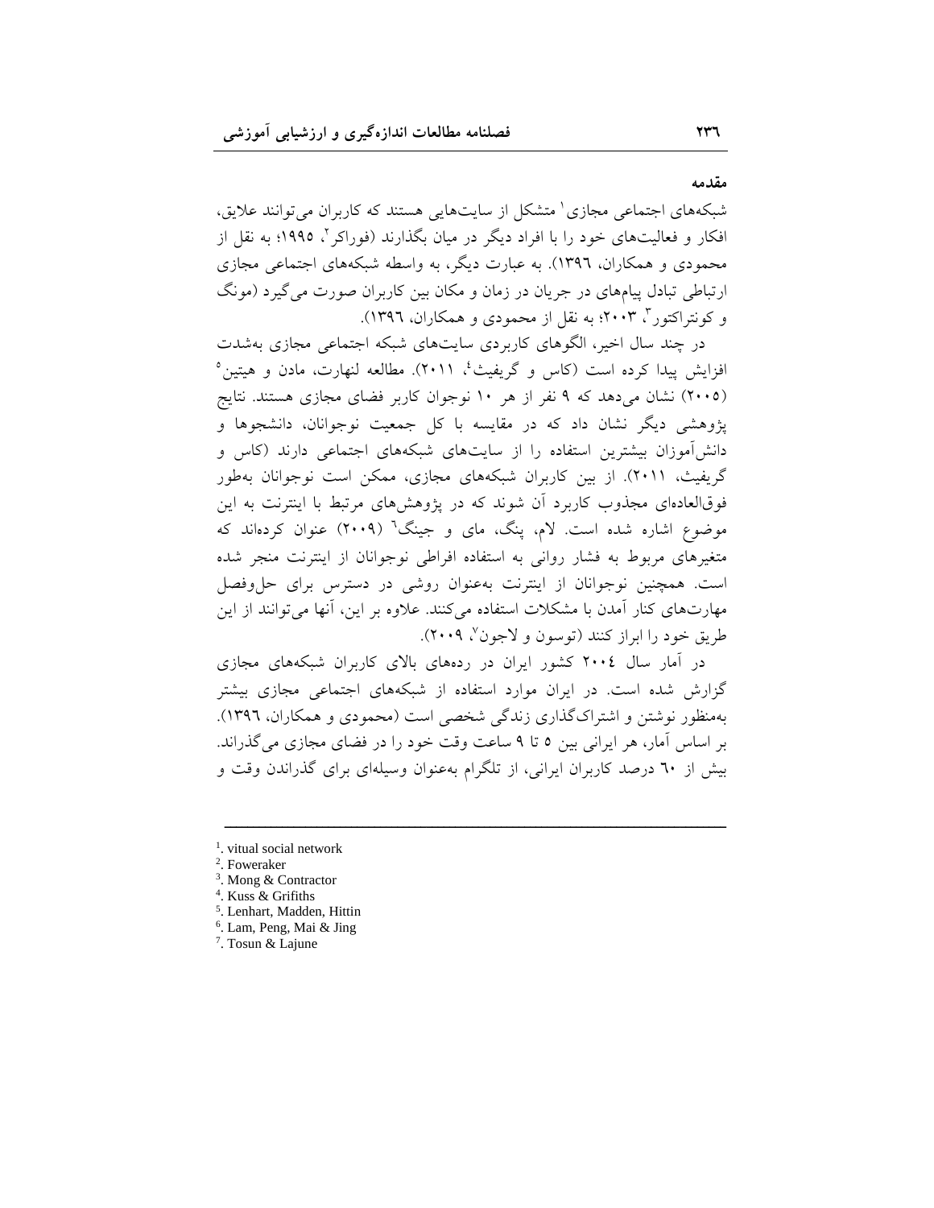**مقدمه**

شبکه‌های اجتماعی مجازی[1] متشکل از سایت‌هایی هستند که کاربران می‌توانند علایق، افکار و فعالیت‌های خود را با افراد دیگر در میان بگذارند (فوراکر[2]، ۱۹۹۵؛ به نقل از محمودی و همکاران، ۱۳۹٦). به عبارت دیگر، به واسطه شبکه‌های اجتماعی مجازی ارتباطی تبادل پیام‌های در جریان در زمان و مکان بین کاربران صورت می‌گیرد (مونگ و کونتراکتور[3]، ۲۰۰۳؛ به نقل از محمودی و همکاران، ۱۳۹٦).

در چند سال اخیر، الگوهای کاربردی سایت‌های شبکه اجتماعی مجازی به‌شدت افزایش پیدا کرده است (کاس و گریفیث[4]، ۲۰۱۱). مطالعه لنهارت، مادن و هیتین[5] (۲۰۰۵) نشان می‌دهد که ۹ نفر از هر ۱۰ نوجوان کاربر فضای مجازی هستند. نتایج پژوهشی دیگر نشان داد که در مقایسه با کل جمعیت نوجوانان، دانشجوها و دانش‌آموزان بیشترین استفاده را از سایت‌های شبکه‌های اجتماعی دارند (کاس و گریفیث، ۲۰۱۱). از بین کاربران شبکه‌های مجازی، ممکن است نوجوانان به‌طور فوق‌العاده‌ای مجذوب کاربرد آن شوند که در پژوهش‌های مرتبط با اینترنت به این موضوع اشاره شده است. لام، پنگ، مای و جینگ[6] (۲۰۰۹) عنوان کرده‌اند که متغیرهای مربوط به فشار روانی به استفاده افراطی نوجوانان از اینترنت منجر شده است. همچنین نوجوانان از اینترنت به‌عنوان روشی در دسترس برای حل‌وفصل مهارت‌های کنار آمدن با مشکلات استفاده می‌کنند. علاوه بر این، آنها می‌توانند از این طریق خود را ابراز کنند (توسون و لاجون[7]، ۲۰۰۹).

در آمار سال ۲۰۰٤ کشور ایران در رده‌های بالای کاربران شبکه‌های مجازی گزارش شده است. در ایران موارد استفاده از شبکه‌های اجتماعی مجازی بیشتر به‌منظور نوشتن و اشتراک‌گذاری زندگی شخصی است (محمودی و همکاران، ۱۳۹٦). بر اساس آمار، هر ایرانی بین ۵ تا ۹ ساعت وقت خود را در فضای مجازی می‌گذراند. بیش از ٦۰ درصد کاربران ایرانی، از تلگرام به‌عنوان وسیله‌ای برای گذراندن وقت و

---

[1]. vitual social network
[2]. Foweraker
[3]. Mong & Contractor
[4]. Kuss & Grifiths
[5]. Lenhart, Madden, Hittin
[6]. Lam, Peng, Mai & Jing
[7]. Tosun & Lajune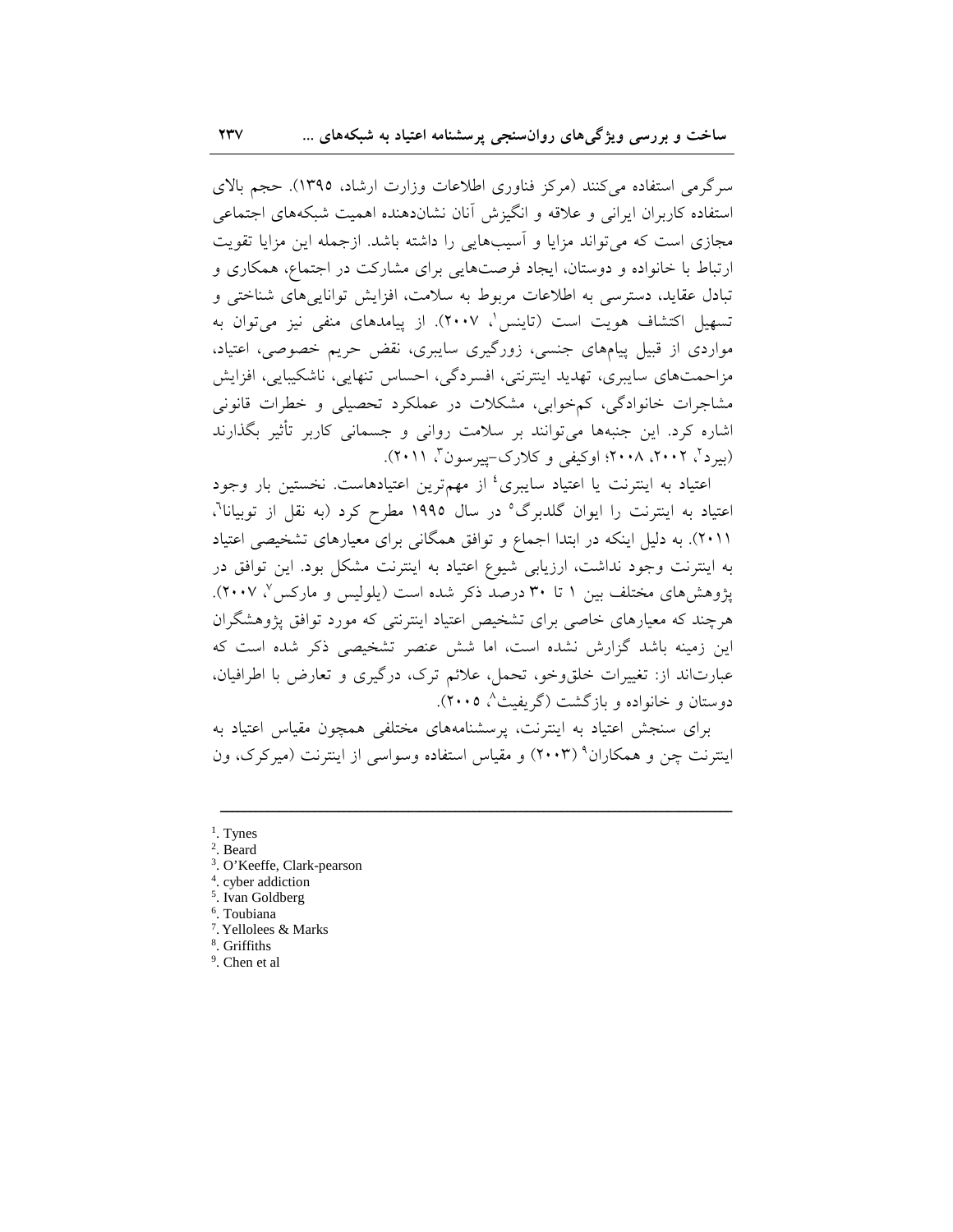سرگرمی استفاده می‌کنند (مرکز فناوری اطلاعات وزارت ارشاد، ۱۳۹۵). حجم بالای استفاده کاربران ایرانی و علاقه و انگیزش آنان نشان‌دهنده اهمیت شبکه‌های اجتماعی مجازی است که می‌تواند مزایا و آسیب‌هایی را داشته باشد. ازجمله این مزایا تقویت ارتباط با خانواده و دوستان، ایجاد فرصت‌هایی برای مشارکت در اجتماع، همکاری و تبادل عقاید، دسترسی به اطلاعات مربوط به سلامت، افزایش توانایی‌های شناختی و تسهیل اکتشاف هویت است (تاینس[1]، ۲۰۰۷). از پیامدهای منفی نیز می‌توان به مواردی از قبیل پیام‌های جنسی، زورگیری سایبری، نقض حریم خصوصی، اعتیاد، مزاحمت‌های سایبری، تهدید اینترنتی، افسردگی، احساس تنهایی، ناشکیبایی، افزایش مشاجرات خانوادگی، کم‌خوابی، مشکلات در عملکرد تحصیلی و خطرات قانونی اشاره کرد. این جنبه‌ها می‌توانند بر سلامت روانی و جسمانی کاربر تأثیر بگذارند (بیرد[2]، ۲۰۰۲، ۲۰۰۸؛ اوکیفی و کلارک-پیرسون[3]، ۲۰۱۱).

اعتیاد به اینترنت یا اعتیاد سایبری[4] از مهم‌ترین اعتیادهاست. نخستین بار وجود اعتیاد به اینترنت را ایوان گلدبرگ[5] در سال ۱۹۹۵ مطرح کرد (به نقل از توبیانا[6]، ۲۰۱۱). به دلیل اینکه در ابتدا اجماع و توافق همگانی برای معیارهای تشخیصی اعتیاد به اینترنت وجود نداشت، ارزیابی شیوع اعتیاد به اینترنت مشکل بود. این توافق در پژوهش‌های مختلف بین ۱ تا ۳۰ درصد ذکر شده است (یلولیس و مارکس[7]، ۲۰۰۷). هرچند که معیارهای خاصی برای تشخیص اعتیاد اینترنتی که مورد توافق پژوهشگران این زمینه باشد گزارش نشده است، اما شش عنصر تشخیصی ذکر شده است که عبارت‌اند از: تغییرات خلق‌وخو، تحمل، علائم ترک، درگیری و تعارض با اطرافیان، دوستان و خانواده و بازگشت (گریفیث[8]، ۲۰۰۵).

برای سنجش اعتیاد به اینترنت، پرسشنامه‌های مختلفی همچون مقیاس اعتیاد به اینترنت چن و همکاران[9] (۲۰۰۳) و مقیاس استفاده وسواسی از اینترنت (میرکرک، ون

---

1. Tynes
2. Beard
3. O'Keeffe, Clark-pearson
4. cyber addiction
5. Ivan Goldberg
6. Toubiana
7. Yellolees & Marks
8. Griffiths
9. Chen et al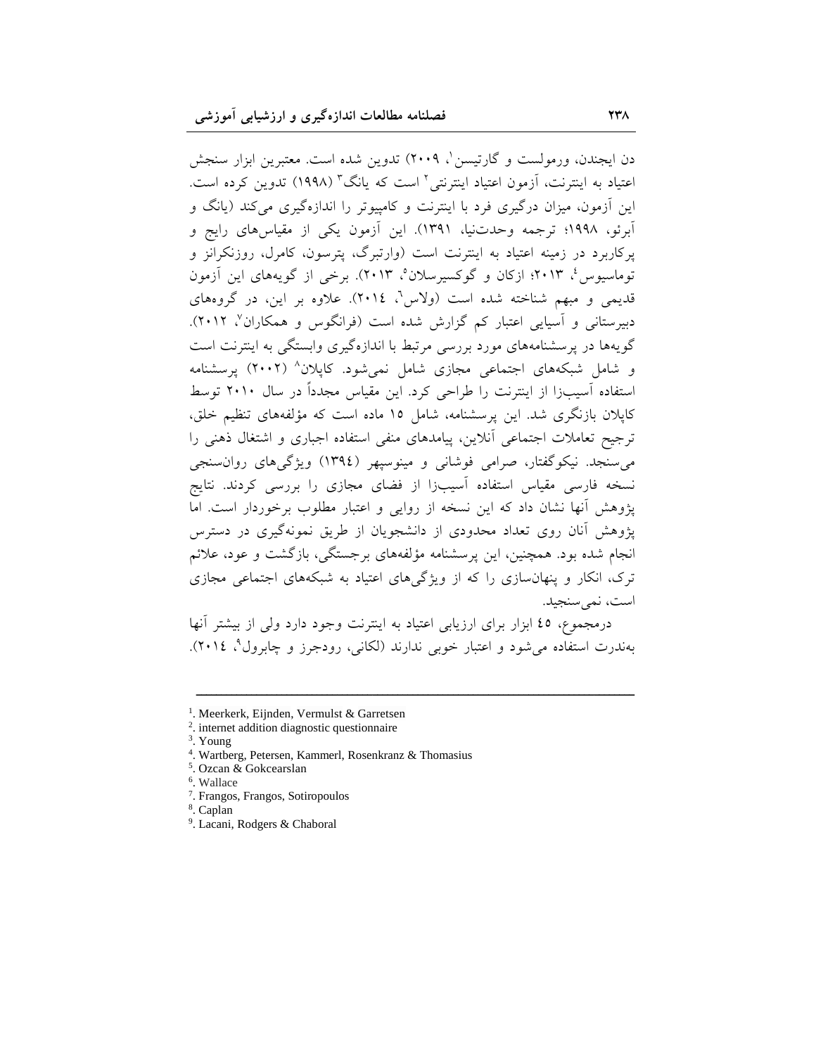دن ایجندن، ورمولست و گارتیسن[1]، ۲۰۰۹) تدوین شده است. معتبرین ابزار سنجش اعتیاد به اینترنت، آزمون اعتیاد اینترنتی[2] است که یانگ[3] (۱۹۹۸) تدوین کرده است. این آزمون، میزان درگیری فرد با اینترنت و کامپیوتر را اندازه‌گیری می‌کند (یانگ و آبرئو، ۱۹۹۸؛ ترجمه وحدت‌نیا، ۱۳۹۱). این آزمون یکی از مقیاس‌های رایج و پرکاربرد در زمینه اعتیاد به اینترنت است (وارتبرگ، پترسون، کامرل، روزنکرانز و توماسیوس[4]، ۲۰۱۳؛ ازکان و گوکسیرسلان[5]، ۲۰۱۳). برخی از گویه‌های این آزمون قدیمی و مبهم شناخته شده است (ولاس[6]، ۲۰۱٤). علاوه بر این، در گروه‌های دبیرستانی و آسیایی اعتبار کم گزارش شده است (فرانگوس و همکاران[7]، ۲۰۱۲). گویه‌ها در پرسشنامه‌های مورد بررسی مرتبط با اندازه‌گیری وابستگی به اینترنت است و شامل شبکه‌های اجتماعی مجازی شامل نمی‌شود. کاپلان[8] (۲۰۰۲) پرسشنامه استفاده آسیب‌زا از اینترنت را طراحی کرد. این مقیاس مجدداً در سال ۲۰۱۰ توسط کاپلان بازنگری شد. این پرسشنامه، شامل ۱۵ ماده است که مؤلفه‌های تنظیم خلق، ترجیح تعاملات اجتماعی آنلاین، پیامدهای منفی استفاده اجباری و اشتغال ذهنی را می‌سنجد. نیکوگفتار، صرامی فوشانی و مینوسپهر (۱۳۹٤) ویژگی‌های روان‌سنجی نسخه فارسی مقیاس استفاده آسیب‌زا از فضای مجازی را بررسی کردند. نتایج پژوهش آنها نشان داد که این نسخه از روایی و اعتبار مطلوب برخوردار است. اما پژوهش آنان روی تعداد محدودی از دانشجویان از طریق نمونه‌گیری در دسترس انجام شده بود. همچنین، این پرسشنامه مؤلفه‌های برجستگی، بازگشت و عود، علائم ترک، انکار و پنهان‌سازی را که از ویژگی‌های اعتیاد به شبکه‌های اجتماعی مجازی است، نمی‌سنجید.

درمجموع، ٤٥ ابزار برای ارزیابی اعتیاد به اینترنت وجود دارد ولی از بیشتر آنها به‌ندرت استفاده می‌شود و اعتبار خوبی ندارند (لکانی، رودجرز و چابرول[9]، ۲۰۱٤).

---

[1]. Meerkerk, Eijnden, Vermulst & Garretsen
[2]. internet addition diagnostic questionnaire
[3]. Young
[4]. Wartberg, Petersen, Kammerl, Rosenkranz & Thomasius
[5]. Ozcan & Gokcearslan
[6]. Wallace
[7]. Frangos, Frangos, Sotiropoulos
[8]. Caplan
[9]. Lacani, Rodgers & Chaboral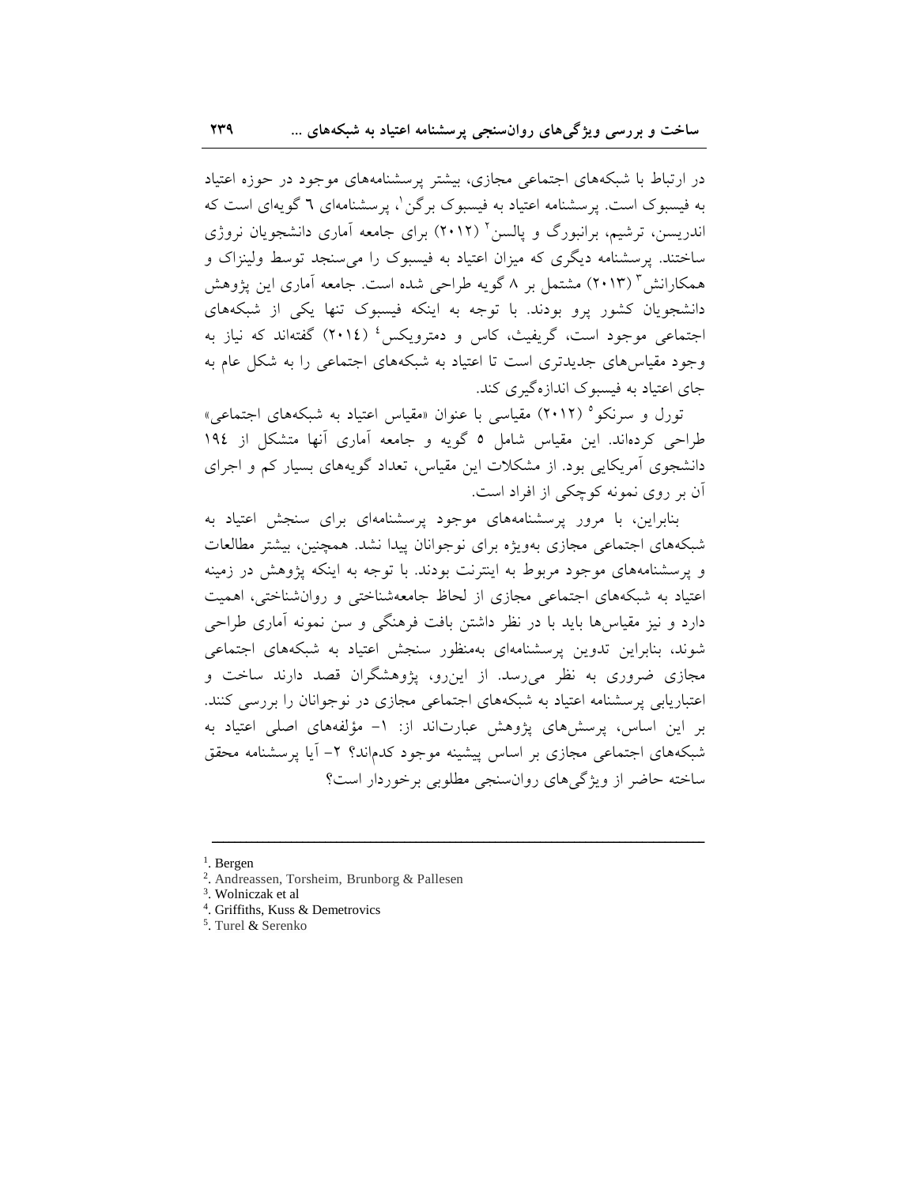در ارتباط با شبکه‌های اجتماعی مجازی، بیشتر پرسشنامه‌های موجود در حوزه اعتیاد به فیسبوک است. پرسشنامه اعتیاد به فیسبوک برگن[1]، پرسشنامه‌ای ٦ گویه‌ای است که اندریسن، ترشیم، برانبورگ و پالسن[2] (٢٠١٢) برای جامعه آماری دانشجویان نروژی ساختند. پرسشنامه دیگری که میزان اعتیاد به فیسبوک را می‌سنجد توسط ولینزاک و همکارانش[3] (٢٠١٣) مشتمل بر ٨ گویه طراحی شده است. جامعه آماری این پژوهش دانشجویان کشور پرو بودند. با توجه به اینکه فیسبوک تنها یکی از شبکه‌های اجتماعی موجود است، گریفیث، کاس و دمترویکس[4] (٢٠١٤) گفته‌اند که نیاز به وجود مقیاس‌های جدیدتری است تا اعتیاد به شبکه‌های اجتماعی را به شکل عام به جای اعتیاد به فیسبوک اندازه‌گیری کند.

تورل و سرنکو[5] (٢٠١٢) مقیاسی با عنوان «مقیاس اعتیاد به شبکه‌های اجتماعی» طراحی کرده‌اند. این مقیاس شامل ٥ گویه و جامعه آماری آنها متشکل از ١٩٤ دانشجوی آمریکایی بود. از مشکلات این مقیاس، تعداد گویه‌های بسیار کم و اجرای آن بر روی نمونه کوچکی از افراد است.

بنابراین، با مرور پرسشنامه‌های موجود پرسشنامه‌ای برای سنجش اعتیاد به شبکه‌های اجتماعی مجازی به‌ویژه برای نوجوانان پیدا نشد. همچنین، بیشتر مطالعات و پرسشنامه‌های موجود مربوط به اینترنت بودند. با توجه به اینکه پژوهش در زمینه اعتیاد به شبکه‌های اجتماعی مجازی از لحاظ جامعه‌شناختی و روان‌شناختی، اهمیت دارد و نیز مقیاس‌ها باید با در نظر داشتن بافت فرهنگی و سن نمونه آماری طراحی شوند، بنابراین تدوین پرسشنامه‌ای به‌منظور سنجش اعتیاد به شبکه‌های اجتماعی مجازی ضروری به نظر می‌رسد. از این‌رو، پژوهشگران قصد دارند ساخت و اعتباریابی پرسشنامه اعتیاد به شبکه‌های اجتماعی مجازی در نوجوانان را بررسی کنند. بر این اساس، پرسش‌های پژوهش عبارت‌اند از: ١- مؤلفه‌های اصلی اعتیاد به شبکه‌های اجتماعی مجازی بر اساس پیشینه موجود کدام‌اند؟ ٢- آیا پرسشنامه محقق ساخته حاضر از ویژگی‌های روان‌سنجی مطلوبی برخوردار است؟

---

[1]. Bergen
[2]. Andreassen, Torsheim, Brunborg & Pallesen
[3]. Wolniczak et al
[4]. Griffiths, Kuss & Demetrovics
[5]. Turel & Serenko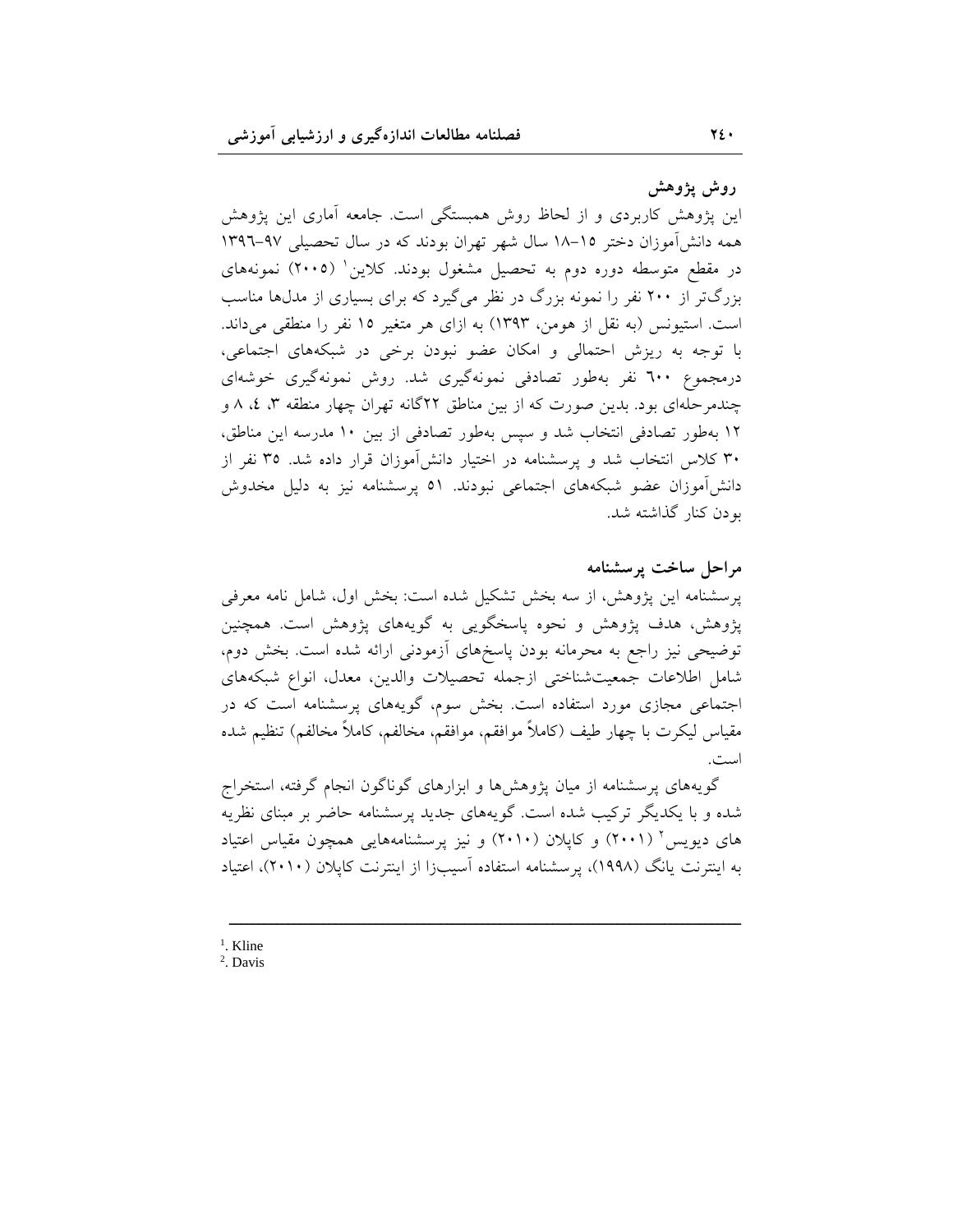### روش پژوهش

این پژوهش کاربردی و از لحاظ روش همبستگی است. جامعه آماری این پژوهش همه دانش‌آموزان دختر ۱۵-۱۸ سال شهر تهران بودند که در سال تحصیلی ۹۷-۱۳۹۶ در مقطع متوسطه دوره دوم به تحصیل مشغول بودند. کلاین[1] (۲۰۰۵) نمونه‌های بزرگ‌تر از ۲۰۰ نفر را نمونه بزرگ در نظر می‌گیرد که برای بسیاری از مدل‌ها مناسب است. استیونس (به نقل از هومن، ۱۳۹۳) به ازای هر متغیر ۱۵ نفر را منطقی می‌داند. با توجه به ریزش احتمالی و امکان عضو نبودن برخی در شبکه‌های اجتماعی، درمجموع ۶۰۰ نفر به‌طور تصادفی نمونه‌گیری شد. روش نمونه‌گیری خوشه‌ای چندمرحله‌ای بود. بدین صورت که از بین مناطق ۲۲گانه تهران چهار منطقه ۳، ۴، ۸ و ۱۲ به‌طور تصادفی انتخاب شد و سپس به‌طور تصادفی از بین ۱۰ مدرسه این مناطق، ۳۰ کلاس انتخاب شد و پرسشنامه در اختیار دانش‌آموزان قرار داده شد. ۳۵ نفر از دانش‌آموزان عضو شبکه‌های اجتماعی نبودند. ۵۱ پرسشنامه نیز به دلیل مخدوش بودن کنار گذاشته شد.

### مراحل ساخت پرسشنامه

پرسشنامه این پژوهش، از سه بخش تشکیل شده است: بخش اول، شامل نامه معرفی پژوهش، هدف پژوهش و نحوه پاسخگویی به گویه‌های پژوهش است. همچنین توضیحی نیز راجع به محرمانه بودن پاسخ‌های آزمودنی ارائه شده است. بخش دوم، شامل اطلاعات جمعیت‌شناختی ازجمله تحصیلات والدین، معدل، انواع شبکه‌های اجتماعی مجازی مورد استفاده است. بخش سوم، گویه‌های پرسشنامه است که در مقیاس لیکرت با چهار طیف (کاملاً موافقم، موافقم، مخالفم، کاملاً مخالفم) تنظیم شده است.

گویه‌های پرسشنامه از میان پژوهش‌ها و ابزارهای گوناگون انجام گرفته، استخراج شده و با یکدیگر ترکیب شده است. گویه‌های جدید پرسشنامه حاضر بر مبنای نظریه های دیویس[2] (۲۰۰۱) و کاپلان (۲۰۱۰) و نیز پرسشنامه‌هایی همچون مقیاس اعتیاد به اینترنت یانگ (۱۹۹۸)، پرسشنامه استفاده آسیب‌زا از اینترنت کاپلان (۲۰۱۰)، اعتیاد

---

[1]. Kline

[2]. Davis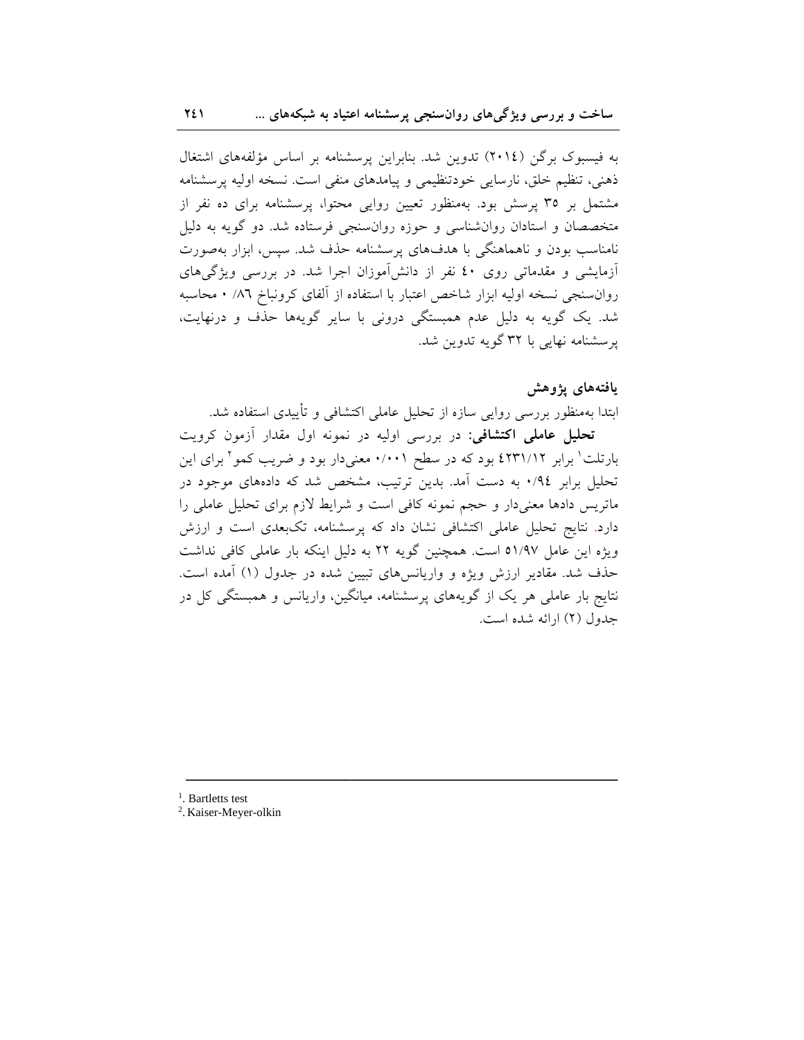به فیسبوک برگن (۲۰۱٤) تدوین شد. بنابراین پرسشنامه بر اساس مؤلفه‌های اشتغال ذهنی، تنظیم خلق، نارسایی خودتنظیمی و پیامدهای منفی است. نسخه اولیه پرسشنامه مشتمل بر ۳۵ پرسش بود. به‌منظور تعیین روایی محتوا، پرسشنامه برای ده نفر از متخصصان و استادان روان‌شناسی و حوزه روان‌سنجی فرستاده شد. دو گویه به دلیل نامناسب بودن و ناهماهنگی با هدف‌های پرسشنامه حذف شد. سپس، ابزار به‌صورت آزمایشی و مقدماتی روی ٤۰ نفر از دانش‌آموزان اجرا شد. در بررسی ویژگی‌های روان‌سنجی نسخه اولیه ابزار شاخص اعتبار با استفاده از آلفای کرونباخ ۰/۸٦ محاسبه شد. یک گویه به دلیل عدم همبستگی درونی با سایر گویه‌ها حذف و درنهایت، پرسشنامه نهایی با ۳۲ گویه تدوین شد.

### یافته‌های پژوهش

ابتدا به‌منظور بررسی روایی سازه از تحلیل عاملی اکتشافی و تأییدی استفاده شد.

**تحلیل عاملی اکتشافی:** در بررسی اولیه در نمونه اول مقدار آزمون کرویت بارتلت[1] برابر ٤۲۳۱/۱۲ بود که در سطح ۰/۰۰۱ معنی‌دار بود و ضریب کمو[2] برای این تحلیل برابر ۰/۹٤ به دست آمد. بدین ترتیب، مشخص شد که داده‌های موجود در ماتریس داده‌ها معنی‌دار و حجم نمونه کافی است و شرایط لازم برای تحلیل عاملی را دارد. نتایج تحلیل عاملی اکتشافی نشان داد که پرسشنامه، تک‌بعدی است و ارزش ویژه این عامل ۵۱/۹۷ است. همچنین گویه ۲۲ به دلیل اینکه بار عاملی کافی نداشت حذف شد. مقادیر ارزش ویژه و واریانس‌های تبیین شده در جدول (۱) آمده است. نتایج بار عاملی هر یک از گویه‌های پرسشنامه، میانگین، واریانس و همبستگی کل در جدول (۲) ارائه شده است.

---

[1]. Bartletts test

[2]. Kaiser-Meyer-olkin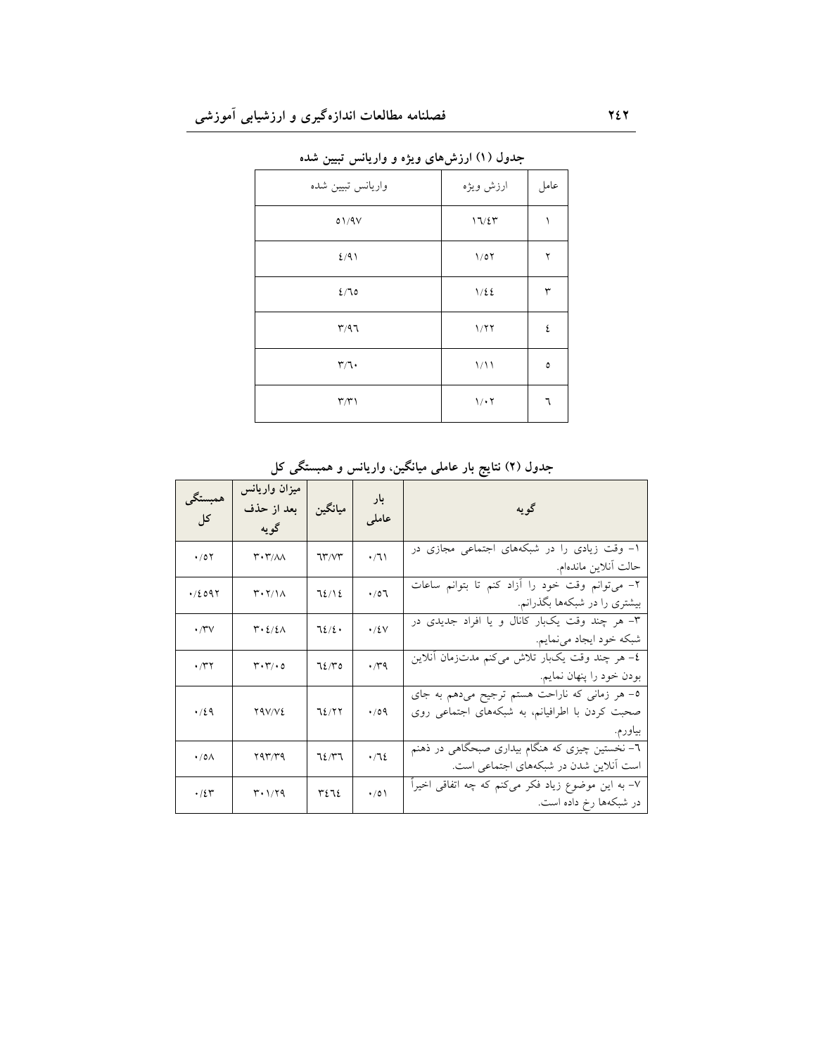**جدول (۱) ارزش‌های ویژه و واریانس تبیین شده**

| عامل | ارزش ویژه | واریانس تبیین شده |
|---|---|---|
| ۱ | ۱۶/۴۳ | ۵۱/۹۷ |
| ۲ | ۱/۵۲ | ۴/۹۱ |
| ۳ | ۱/۴۴ | ۴/۶۵ |
| ۴ | ۱/۲۲ | ۳/۹۶ |
| ۵ | ۱/۱۱ | ۳/۶۰ |
| ۶ | ۱/۰۲ | ۳/۳۱ |

**جدول (۲) نتایج بار عاملی میانگین، واریانس و همبستگی کل**

| گویه | بار عاملی | میانگین | میزان واریانس بعد از حذف گویه | همبستگی کل |
|---|---|---|---|---|
| ۱- وقت زیادی را در شبکه‌های اجتماعی مجازی در حالت آنلاین مانده‌ام. | ۰/۶۱ | ۶۳/۷۳ | ۳۰۳/۸۸ | ۰/۵۲ |
| ۲- می‌توانم وقت خود را آزاد کنم تا بتوانم ساعات بیشتری را در شبکه‌ها بگذرانم. | ۰/۵۶ | ۶۴/۱۴ | ۳۰۲/۱۸ | ۰/۴۵۹۲ |
| ۳- هر چند وقت یک‌بار کانال و یا افراد جدیدی در شبکه خود ایجاد می‌نمایم. | ۰/۴۷ | ۶۴/۴۰ | ۳۰۴/۴۸ | ۰/۳۷ |
| ۴- هر چند وقت یک‌بار تلاش می‌کنم مدت‌زمان آنلاین بودن خود را پنهان نمایم. | ۰/۳۹ | ۶۴/۳۵ | ۳۰۳/۰۵ | ۰/۳۲ |
| ۵- هر زمانی که ناراحت هستم ترجیح می‌دهم به جای صحبت کردن با اطرافیانم، به شبکه‌های اجتماعی روی بیاورم. | ۰/۵۹ | ۶۴/۲۲ | ۲۹۷/۷۴ | ۰/۴۹ |
| ۶- نخستین چیزی که هنگام بیداری صبحگاهی در ذهنم است آنلاین شدن در شبکه‌های اجتماعی است. | ۰/۶۴ | ۶۴/۳۶ | ۲۹۳/۳۹ | ۰/۵۸ |
| ۷- به این موضوع زیاد فکر می‌کنم که چه اتفاقی اخیراً در شبکه‌ها رخ داده است. | ۰/۵۱ | ۳۴۶۴ | ۳۰۱/۲۹ | ۰/۴۳ |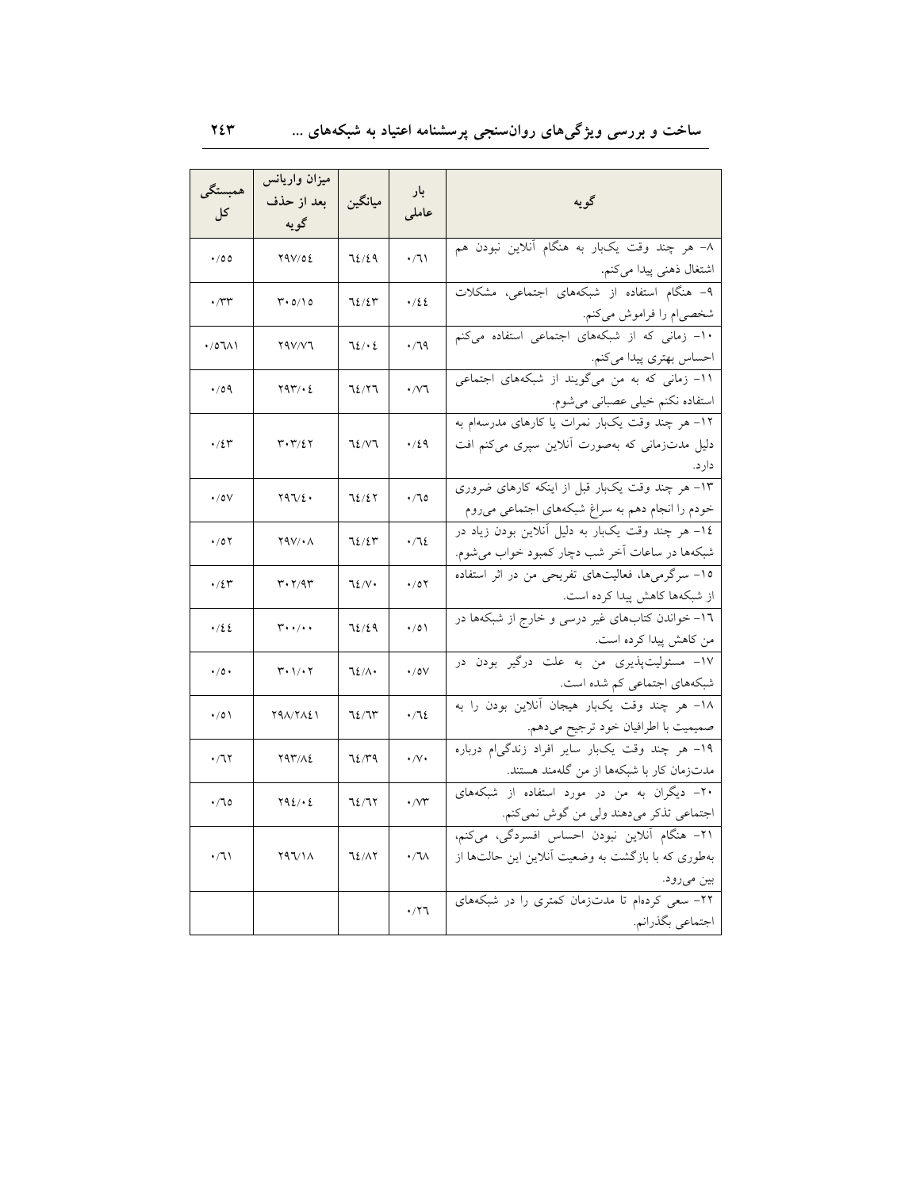| گویه | بار عاملی | میانگین | میزان واریانس بعد از حذف گویه | همبستگی کل |
| --- | --- | --- | --- | --- |
| ۸- هر چند وقت یک‌بار به هنگام آنلاین نبودن هم اشتغال ذهنی پیدا می‌کنم. | ۰/۶۱ | ۶۴/۴۹ | ۲۹۷/۵۴ | ۰/۵۵ |
| ۹- هنگام استفاده از شبکه‌های اجتماعی، مشکلات شخصی‌ام را فراموش می‌کنم. | ۰/۴۴ | ۶۴/۴۳ | ۳۰۵/۱۵ | ۰/۳۳ |
| ۱۰- زمانی که از شبکه‌های اجتماعی استفاده می‌کنم احساس بهتری پیدا می‌کنم. | ۰/۶۹ | ۶۴/۰۴ | ۲۹۷/۷۶ | ۰/۵۶۸۱ |
| ۱۱- زمانی که به من می‌گویند از شبکه‌های اجتماعی استفاده نکنم خیلی عصبانی می‌شوم. | ۰/۷۶ | ۶۴/۲۶ | ۲۹۳/۰۴ | ۰/۵۹ |
| ۱۲- هر چند وقت یک‌بار نمرات یا کارهای مدرسه‌ام به دلیل مدت‌زمانی که به‌صورت آنلاین سپری می‌کنم افت دارد. | ۰/۴۹ | ۶۴/۷۶ | ۳۰۳/۴۲ | ۰/۴۳ |
| ۱۳- هر چند وقت یک‌بار قبل از اینکه کارهای ضروری خودم را انجام دهم به سراغ شبکه‌های اجتماعی می‌روم | ۰/۶۵ | ۶۴/۴۲ | ۲۹۶/۴۰ | ۰/۵۷ |
| ۱۴- هر چند وقت یک‌بار به دلیل آنلاین بودن زیاد در شبکه‌ها در ساعات آخر شب دچار کمبود خواب می‌شوم. | ۰/۶۴ | ۶۴/۴۳ | ۲۹۷/۰۸ | ۰/۵۲ |
| ۱۵- سرگرمی‌ها، فعالیت‌های تفریحی من در اثر استفاده از شبکه‌ها کاهش پیدا کرده است. | ۰/۵۲ | ۶۴/۷۰ | ۳۰۲/۹۳ | ۰/۴۳ |
| ۱۶- خواندن کتاب‌های غیر درسی و خارج از شبکه‌ها در من کاهش پیدا کرده است. | ۰/۵۱ | ۶۴/۴۹ | ۳۰۰/۰۰ | ۰/۴۴ |
| ۱۷- مسئولیت‌پذیری من به علت درگیر بودن در شبکه‌های اجتماعی کم شده است. | ۰/۵۷ | ۶۴/۸۰ | ۳۰۱/۰۲ | ۰/۵۰ |
| ۱۸- هر چند وقت یک‌بار هیجان آنلاین بودن را به صمیمیت با اطرافیان خود ترجیح می‌دهم. | ۰/۶۴ | ۶۴/۶۳ | ۲۹۸/۲۸۴۱ | ۰/۵۱ |
| ۱۹- هر چند وقت یک‌بار سایر افراد زندگی‌ام درباره مدت‌زمان کار با شبکه‌ها از من گله‌مند هستند. | ۰/۷۰ | ۶۴/۳۹ | ۲۹۳/۸۴ | ۰/۶۲ |
| ۲۰- دیگران به من در مورد استفاده از شبکه‌های اجتماعی تذکر می‌دهند ولی من گوش نمی‌کنم. | ۰/۷۳ | ۶۴/۶۲ | ۲۹۴/۰۴ | ۰/۶۵ |
| ۲۱- هنگام آنلاین نبودن احساس افسردگی، می‌کنم، به‌طوری که با بازگشت به وضعیت آنلاین این حالت‌ها از بین می‌رود. | ۰/۶۸ | ۶۴/۸۲ | ۲۹۶/۱۸ | ۰/۶۱ |
| ۲۲- سعی کرده‌ام تا مدت‌زمان کمتری را در شبکه‌های اجتماعی بگذرانم. | ۰/۲۶ | | | |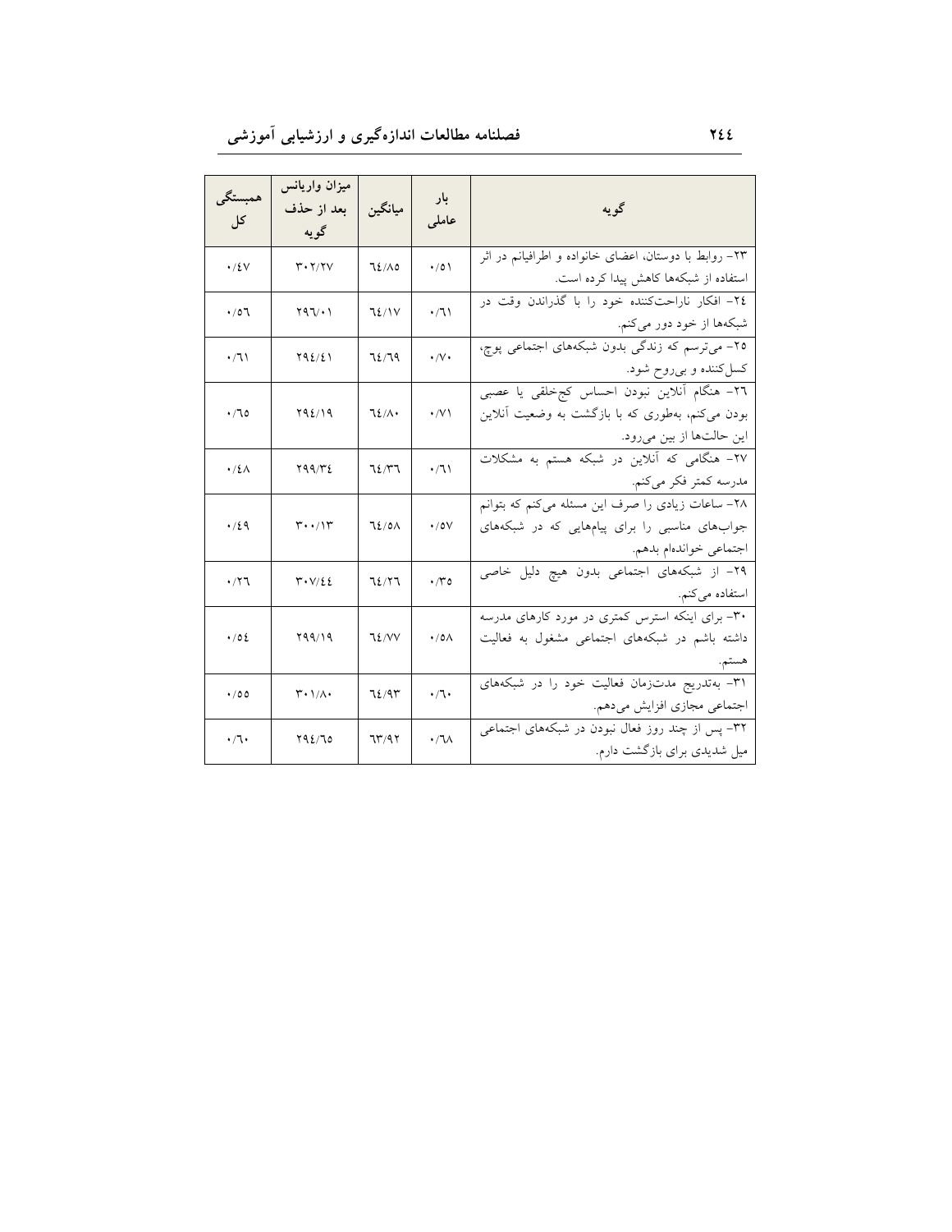| گویه | بار عاملی | میانگین | میزان واریانس بعد از حذف گویه | همبستگی کل |
| --- | --- | --- | --- | --- |
| ۲۳- روابط با دوستان، اعضای خانواده و اطرافیانم در اثر استفاده از شبکه‌ها کاهش پیدا کرده است. | ۰/۵۱ | ٦٤/٨٥ | ۳۰۲/۲۷ | ۰/٤٧ |
| ٢٤- افکار ناراحت‌کننده خود را با گذراندن وقت در شبکه‌ها از خود دور می‌کنم. | ۰/٦١ | ٦٤/١٧ | ٢٩٦/٠١ | ۰/٥٦ |
| ۲۵- می‌ترسم که زندگی بدون شبکه‌های اجتماعی پوچ، کسل‌کننده و بی‌روح شود. | ۰/۷۰ | ٦٤/٦٩ | ٢٩٤/٤١ | ۰/٦١ |
| ٢٦- هنگام آنلاین نبودن احساس کج‌خلقی یا عصبی بودن می‌کنم، به‌طوری که با بازگشت به وضعیت آنلاین این حالت‌ها از بین می‌رود. | ۰/۷۱ | ٦٤/٨٠ | ٢٩٤/١٩ | ۰/٦٥ |
| ۲۷- هنگامی که آنلاین در شبکه هستم به مشکلات مدرسه کمتر فکر می‌کنم. | ۰/٦١ | ٦٤/٣٦ | ٢٩٩/٣٤ | ۰/٤٨ |
| ۲۸- ساعات زیادی را صرف این مسئله می‌کنم که بتوانم جواب‌های مناسبی را برای پیام‌هایی که در شبکه‌های اجتماعی خوانده‌ام بدهم. | ۰/٥٧ | ٦٤/٥٨ | ۳۰۰/۱۳ | ۰/٤٩ |
| ۲۹- از شبکه‌های اجتماعی بدون هیچ دلیل خاصی استفاده می‌کنم. | ۰/۳٥ | ٦٤/٢٦ | ۳۰۷/٤٤ | ۰/۲٦ |
| ۳۰- برای اینکه استرس کمتری در مورد کارهای مدرسه داشته باشم در شبکه‌های اجتماعی مشغول به فعالیت هستم. | ۰/٥٨ | ٦٤/٧٧ | ٢٩٩/١٩ | ۰/٥٤ |
| ۳۱- به‌تدریج مدت‌زمان فعالیت خود را در شبکه‌های اجتماعی مجازی افزایش می‌دهم. | ۰/٦٠ | ٦٤/٩٣ | ۳۰۱/۸۰ | ۰/٥٥ |
| ۳۲- پس از چند روز فعال نبودن در شبکه‌های اجتماعی میل شدیدی برای بازگشت دارم. | ۰/٦٨ | ٦٣/٩٢ | ٢٩٤/٦٥ | ۰/٦٠ |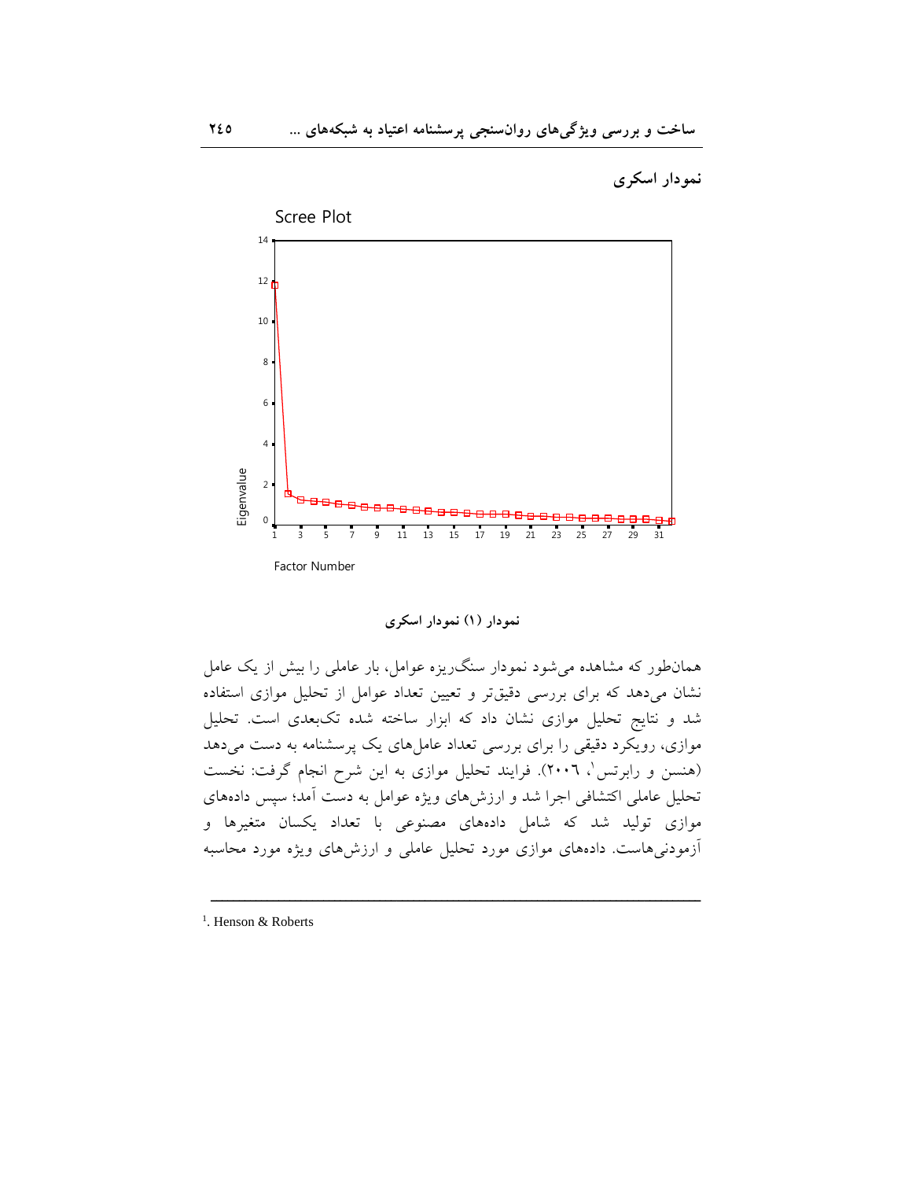### نمودار اسکری

نمودار (۱) نمودار اسکری

همان‌طور که مشاهده می‌شود نمودار سنگ‌ریزه عوامل، بار عاملی را بیش از یک عامل نشان می‌دهد که برای بررسی دقیق‌تر و تعیین تعداد عوامل از تحلیل موازی استفاده شد و نتایج تحلیل موازی نشان داد که ابزار ساخته شده تک‌بعدی است. تحلیل موازی، رویکرد دقیقی را برای بررسی تعداد عامل‌های یک پرسشنامه به دست می‌دهد (هنسن و رابرتس[1]، ۲۰۰۶). فرایند تحلیل موازی به این شرح انجام گرفت: نخست تحلیل عاملی اکتشافی اجرا شد و ارزش‌های ویژه عوامل به دست آمد؛ سپس داده‌های موازی تولید شد که شامل داده‌های مصنوعی با تعداد یکسان متغیرها و آزمودنی‌هاست. داده‌های موازی مورد تحلیل عاملی و ارزش‌های ویژه مورد محاسبه

---

[1]. Henson & Roberts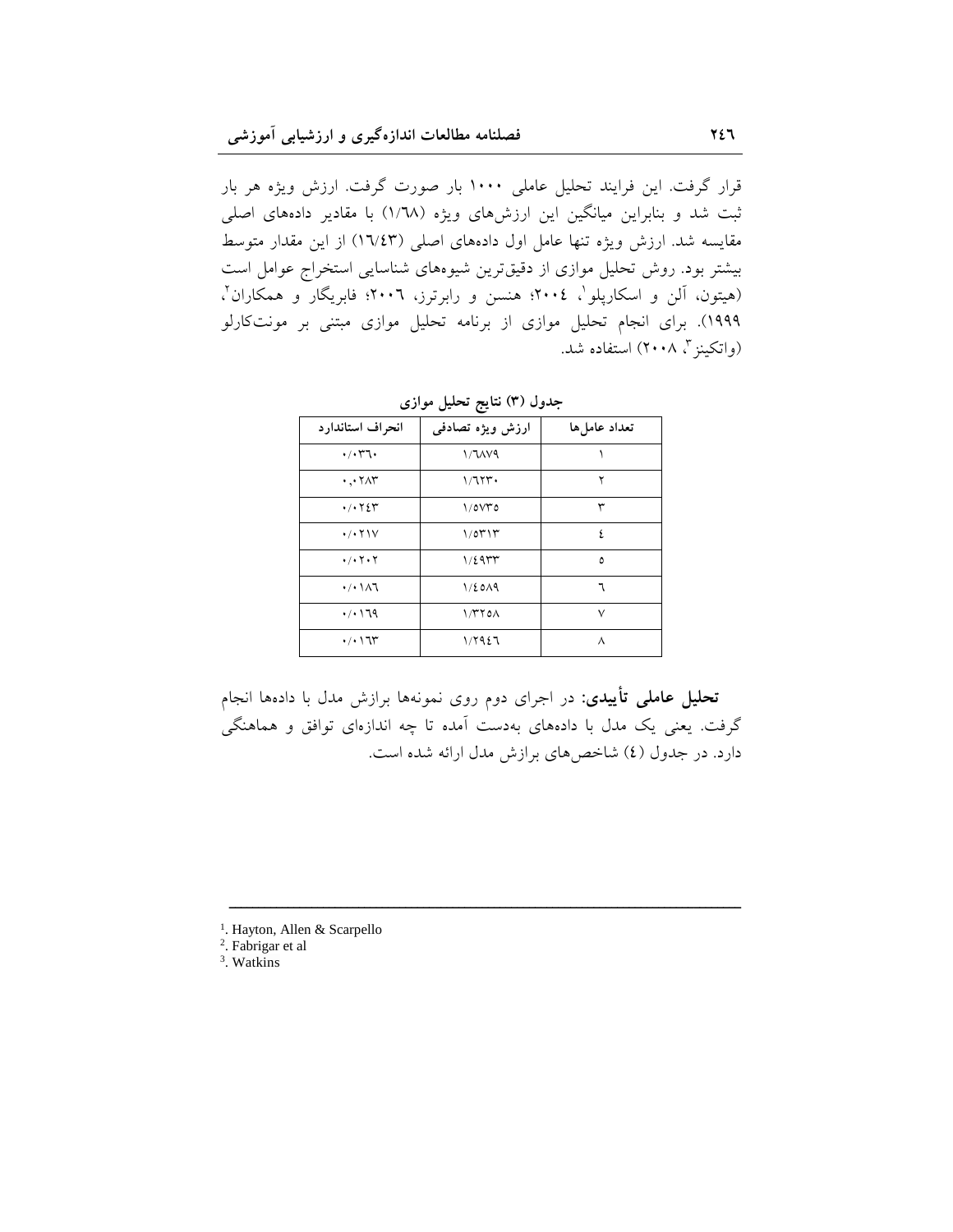قرار گرفت. این فرایند تحلیل عاملی ۱۰۰۰ بار صورت گرفت. ارزش ویژه هر بار ثبت شد و بنابراین میانگین این ارزش‌های ویژه (۱/٦٨) با مقادیر داده‌های اصلی مقایسه شد. ارزش ویژه تنها عامل اول داده‌های اصلی (١٦/٤٣) از این مقدار متوسط بیشتر بود. روش تحلیل موازی از دقیق‌ترین شیوه‌های شناسایی استخراج عوامل است (هیتون، آلن و اسکارپلو[1]، ۲۰۰٤؛ هنسن و رابرترز، ۲۰۰٦؛ فابریگار و همکاران[2]، ۱۹۹۹). برای انجام تحلیل موازی از برنامه تحلیل موازی مبتنی بر مونت‌کارلو (واتکینز[3]، ۲۰۰۸) استفاده شد.

**جدول (۳) نتایج تحلیل موازی**

| تعداد عامل‌ها | ارزش ویژه تصادفی | انحراف استاندارد |
|---|---|---|
| ۱ | ۱/٦٨٧٩ | ۰/۰۳٦۰ |
| ۲ | ۱/٦٢۳۰ | ۰,۰۲۸۳ |
| ۳ | ۱/٥٧۳٥ | ۰/۰۲٤۳ |
| ٤ | ۱/٥۳۱۳ | ۰/۰۲۱۷ |
| ٥ | ۱/٤۹۳۳ | ۰/۰۲۰۲ |
| ٦ | ۱/٤٥٨۹ | ۰/۰۱۸٦ |
| ۷ | ۱/۳۲٥٨ | ۰/۰۱٦۹ |
| ۸ | ۱/۲۹٤٦ | ۰/۰۱٦۳ |

**تحلیل عاملی تأییدی:** در اجرای دوم روی نمونه‌ها برازش مدل با داده‌ها انجام گرفت. یعنی یک مدل با داده‌های به‌دست آمده تا چه اندازه‌ای توافق و هماهنگی دارد. در جدول (٤) شاخص‌های برازش مدل ارائه شده است.

---

[1]. Hayton, Allen & Scarpello

[2]. Fabrigar et al

[3]. Watkins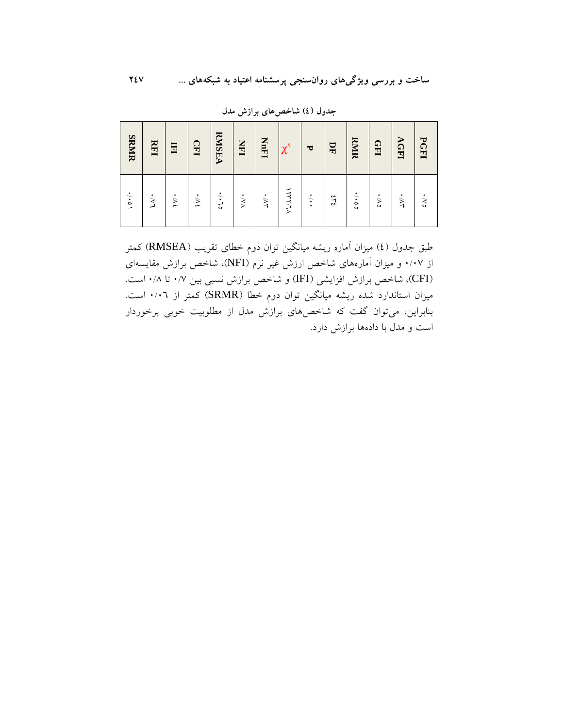**جدول (٤) شاخص‌های برازش مدل**

| SRMR | RFI | IFI | CFI | RMSEA | NFI | NnFI | $\chi^2$ | P | DF | RMR | GFI | AGFI | PGFI |
|---|---|---|---|---|---|---|---|---|---|---|---|---|---|
| ۰/۰۵۱ | ۰/۷۶ | ۰/۷۴ | ۰/۷۴ | ۰/۰۶۵ | ۰/۷۸ | ۰/۸۳ | ۱۳۸۸۱/۷۸ | ۰/۰۰ | ۶۳۴ | ۰/۰۵۵ | ۰/۷۵ | ۰/۸۳ | ۰/۷۵ |

طبق جدول (٤) میزان آماره ریشه میانگین توان دوم خطای تقریب (RMSEA) کمتر از ۰/۰۷ و میزان آماره‌های شاخص ارزش غیر نرم (NFI)، شاخص برازش مقایسه‌ای (CFI)، شاخص برازش افزایشی (IFI) و شاخص برازش نسبی بین ۰/۷ تا ۰/۸ است. میزان استاندارد شده ریشه میانگین توان دوم خطا (SRMR) کمتر از ۰/۰۶ است. بنابراین، می‌توان گفت که شاخص‌های برازش مدل از مطلوبیت خوبی برخوردار است و مدل با داده‌ها برازش دارد.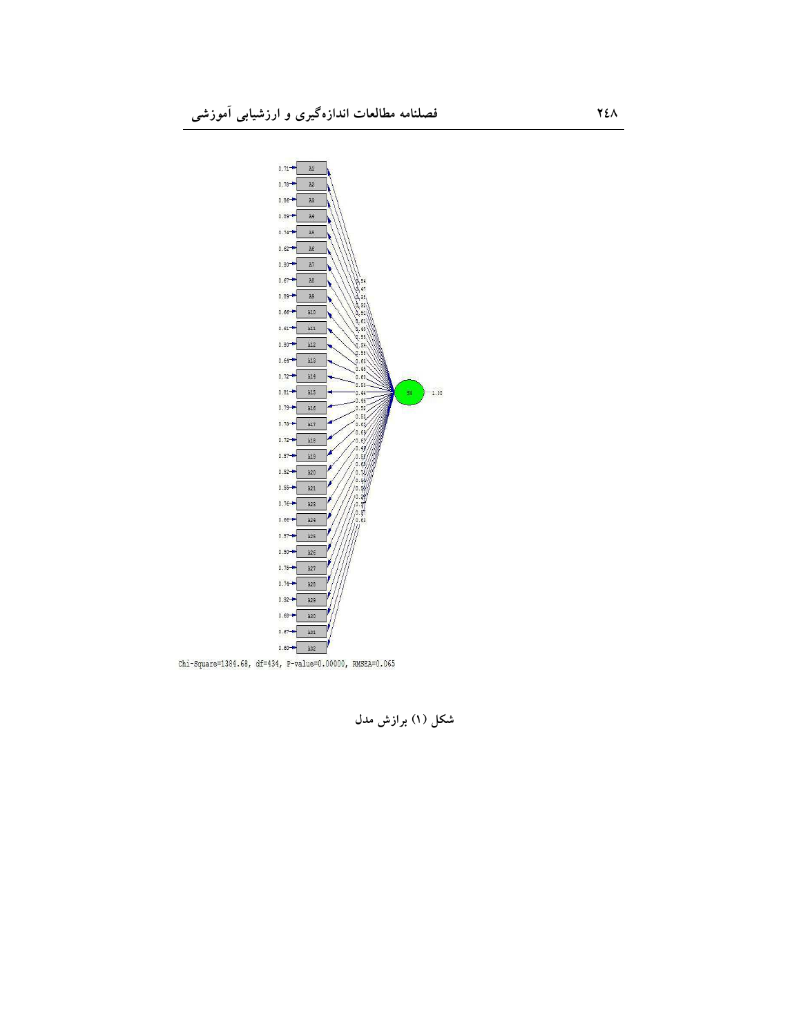Chi-Square=1384.68, df=434, P-value=0.00000, RMSEA=0.065

شکل (۱) برازش مدل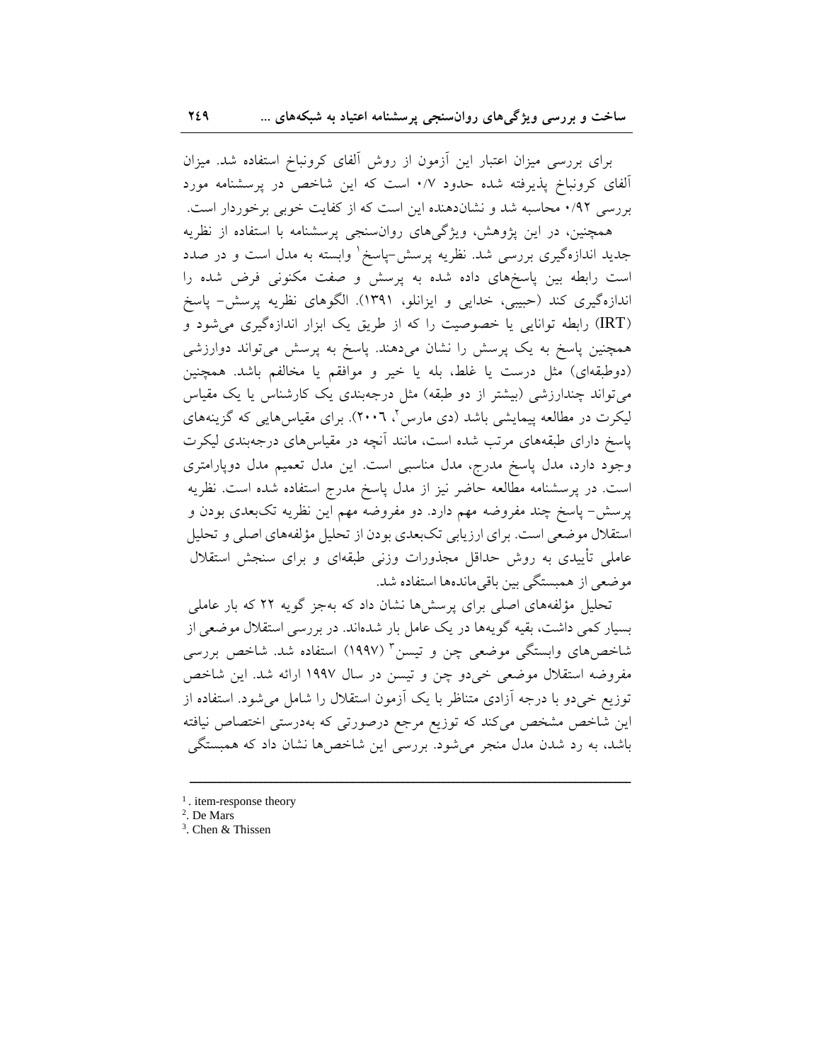برای بررسی میزان اعتبار این آزمون از روش آلفای کرونباخ استفاده شد. میزان آلفای کرونباخ پذیرفته شده حدود ۰/۷ است که این شاخص در پرسشنامه مورد بررسی ۰/۹۲ محاسبه شد و نشان‌دهنده این است که از کفایت خوبی برخوردار است.

همچنین، در این پژوهش، ویژگی‌های روان‌سنجی پرسشنامه با استفاده از نظریه جدید اندازه‌گیری بررسی شد. نظریه پرسش-پاسخ[1] وابسته به مدل است و در صدد است رابطه بین پاسخ‌های داده شده به پرسش و صفت مکنونی فرض شده را اندازه‌گیری کند (حبیبی، خدایی و ایزانلو، ۱۳۹۱). الگوهای نظریه پرسش- پاسخ (IRT) رابطه توانایی یا خصوصیت را که از طریق یک ابزار اندازه‌گیری می‌شود و همچنین پاسخ به یک پرسش را نشان می‌دهند. پاسخ به پرسش می‌تواند دوارزشی (دوطبقه‌ای) مثل درست یا غلط، بله یا خیر و موافقم یا مخالفم باشد. همچنین می‌تواند چندارزشی (بیشتر از دو طبقه) مثل درجه‌بندی یک کارشناس یا یک مقیاس لیکرت در مطالعه پیمایشی باشد (دی مارس[2]، ۲۰۰۶). برای مقیاس‌هایی که گزینه‌های پاسخ دارای طبقه‌های مرتب شده است، مانند آنچه در مقیاس‌های درجه‌بندی لیکرت وجود دارد، مدل پاسخ مدرج، مدل مناسبی است. این مدل تعمیم مدل دوپارامتری است. در پرسشنامه مطالعه حاضر نیز از مدل پاسخ مدرج استفاده شده است. نظریه پرسش- پاسخ چند مفروضه مهم دارد. دو مفروضه مهم این نظریه تک‌بعدی بودن و استقلال موضعی است. برای ارزیابی تک‌بعدی بودن از تحلیل مؤلفه‌های اصلی و تحلیل عاملی تأییدی به روش حداقل مجذورات وزنی طبقه‌ای و برای سنجش استقلال موضعی از همبستگی بین باقی‌مانده‌ها استفاده شد.

تحلیل مؤلفه‌های اصلی برای پرسش‌ها نشان داد که به‌جز گویه ۲۲ که بار عاملی بسیار کمی داشت، بقیه گویه‌ها در یک عامل بار شده‌اند. در بررسی استقلال موضعی از شاخص‌های وابستگی موضعی چن و تیسن[3] (۱۹۹۷) استفاده شد. شاخص بررسی مفروضه استقلال موضعی خی‌دو چن و تیسن در سال ۱۹۹۷ ارائه شد. این شاخص توزیع خی‌دو با درجه آزادی متناظر با یک آزمون استقلال را شامل می‌شود. استفاده از این شاخص مشخص می‌کند که توزیع مرجع درصورتی که به‌درستی اختصاص نیافته باشد، به رد شدن مدل منجر می‌شود. بررسی این شاخص‌ها نشان داد که همبستگی

---

[1]. item-response theory

[2]. De Mars

[3]. Chen & Thissen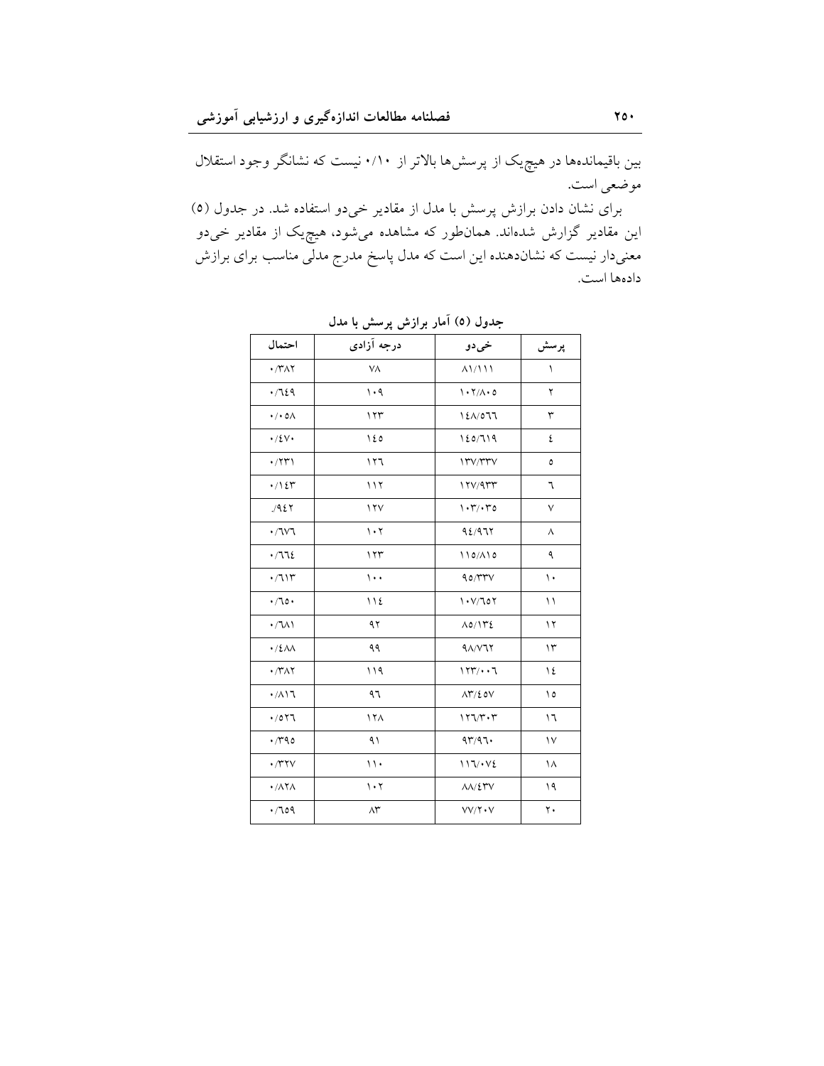بین باقیمانده‌ها در هیچ‌یک از پرسش‌ها بالاتر از ۰/۱۰ نیست که نشانگر وجود استقلال موضعی است.

برای نشان دادن برازش پرسش با مدل از مقادیر خی‌دو استفاده شد. در جدول (۵) این مقادیر گزارش شده‌اند. همان‌طور که مشاهده می‌شود، هیچ‌یک از مقادیر خی‌دو معنی‌دار نیست که نشان‌دهنده این است که مدل پاسخ مدرج مدلی مناسب برای برازش داده‌ها است.

**جدول (۵) آمار برازش پرسش با مدل**

| پرسش | خی‌دو | درجه آزادی | احتمال |
|---|---|---|---|
| ۱ | ۸۱/۱۱۱ | ۷۸ | ۰/۳۸۲ |
| ۲ | ۱۰۲/۸۰۵ | ۱۰۹ | ۰/۶۴۹ |
| ۳ | ۱۴۸/۵۶۶ | ۱۲۳ | ۰/۰۵۸ |
| ۴ | ۱۴۵/۶۱۹ | ۱۴۵ | ۰/۴۷۰ |
| ۵ | ۱۳۷/۳۳۷ | ۱۲۶ | ۰/۲۳۱ |
| ۶ | ۱۲۷/۹۳۳ | ۱۱۲ | ۰/۱۴۳ |
| ۷ | ۱۰۳/۰۳۵ | ۱۲۷ | ./۹۴۲ |
| ۸ | ۹۴/۹۶۲ | ۱۰۲ | ۰/۶۷۶ |
| ۹ | ۱۱۵/۸۱۵ | ۱۲۳ | ۰/۶۶۴ |
| ۱۰ | ۹۵/۳۳۷ | ۱۰۰ | ۰/۶۱۳ |
| ۱۱ | ۱۰۷/۶۵۲ | ۱۱۴ | ۰/۶۵۰ |
| ۱۲ | ۸۵/۱۳۴ | ۹۲ | ۰/۶۸۱ |
| ۱۳ | ۹۸/۷۶۲ | ۹۹ | ۰/۴۸۸ |
| ۱۴ | ۱۲۳/۰۰۶ | ۱۱۹ | ۰/۳۸۲ |
| ۱۵ | ۸۳/۴۵۷ | ۹۶ | ۰/۸۱۶ |
| ۱۶ | ۱۲۶/۳۰۳ | ۱۲۸ | ۰/۵۲۶ |
| ۱۷ | ۹۳/۹۶۰ | ۹۱ | ۰/۳۹۵ |
| ۱۸ | ۱۱۶/۰۷۴ | ۱۱۰ | ۰/۳۲۷ |
| ۱۹ | ۸۸/۴۳۷ | ۱۰۲ | ۰/۸۲۸ |
| ۲۰ | ۷۷/۲۰۷ | ۸۳ | ۰/۶۵۹ |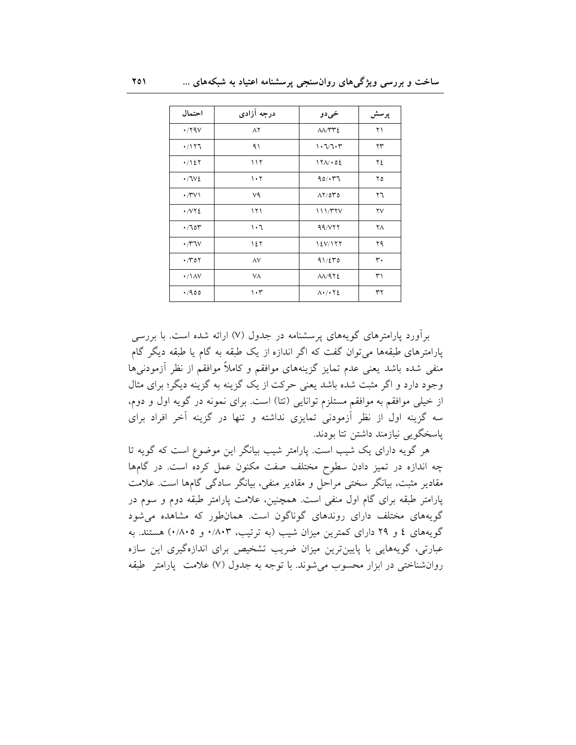| پرسش | خی‌دو | درجه آزادی | احتمال |
| --- | --- | --- | --- |
| ۲۱ | ۸۸/۳۳۴ | ۸۲ | ۰/۲۹۷ |
| ۲۳ | ۱۰۶/۶۰۳ | ۹۱ | ۰/۱۲۶ |
| ۲۴ | ۱۲۸/۰۵۴ | ۱۱۲ | ۰/۱۴۲ |
| ۲۵ | ۹۵/۰۳۶ | ۱۰۲ | ۰/۶۷۴ |
| ۲۶ | ۸۲/۵۳۵ | ۷۹ | ۰/۳۷۱ |
| ۲۷ | ۱۱۱/۳۲۷ | ۱۲۱ | ۰/۷۲۴ |
| ۲۸ | ۹۹/۷۲۲ | ۱۰۶ | ۰/۶۵۳ |
| ۲۹ | ۱۴۷/۱۲۲ | ۱۴۲ | ۰/۳۶۷ |
| ۳۰ | ۹۱/۴۳۵ | ۸۷ | ۰/۳۵۲ |
| ۳۱ | ۸۸/۹۲۴ | ۷۸ | ۰/۱۸۷ |
| ۳۲ | ۸۰/۰۲۴ | ۱۰۳ | ۰/۹۵۵ |

برآورد پارامترهای گویه‌های پرسشنامه در جدول (۷) ارائه شده است. با بررسی پارامترهای طبقه‌ها می‌توان گفت که اگر اندازه از یک طبقه به گام یا طبقه دیگر گام منفی شده باشد یعنی عدم تمایز گزینه‌های موافقم و کاملاً موافقم از نظر آزمودنی‌ها وجود دارد و اگر مثبت شده باشد یعنی حرکت از یک گزینه به گزینه دیگر؛ برای مثال از خیلی موافقم به موافقم مستلزم توانایی (تتا) است. برای نمونه در گویه اول و دوم، سه گزینه اول از نظر آزمودنی تمایزی نداشته و تنها در گزینه آخر افراد برای پاسخگویی نیازمند داشتن تتا بودند.

هر گویه دارای یک شیب است. پارامتر شیب بیانگر این موضوع است که گویه تا چه اندازه در تمیز دادن سطوح مختلف صفت مکنون عمل کرده است. در گام‌ها مقادیر مثبت، بیانگر سختی مراحل و مقادیر منفی، بیانگر سادگی گام‌ها است. علامت پارامتر طبقه برای گام اول منفی است. همچنین، علامت پارامتر طبقه دوم و سوم در گویه‌های مختلف دارای روندهای گوناگون است. همان‌طور که مشاهده می‌شود گویه‌های ۴ و ۲۹ دارای کمترین میزان شیب (به ترتیب، ۰/۸۰۳ و ۰/۸۰۵) هستند. به عبارتی، گویه‌هایی با پایین‌ترین میزان ضریب تشخیص برای اندازه‌گیری این سازه روان‌شناختی در ابزار محسوب می‌شوند. با توجه به جدول (۷) علامت پارامتر طبقه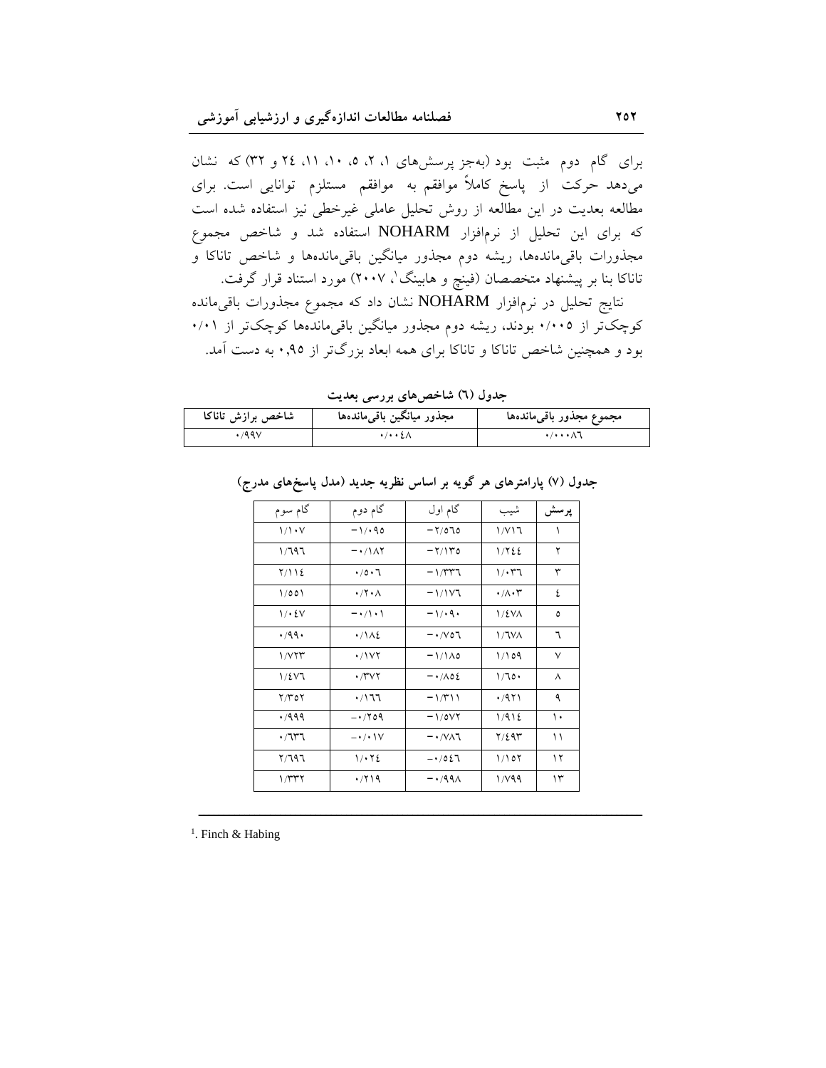برای گام دوم مثبت بود (به‌جز پرسش‌های ۱، ۲، ۵، ۱۰، ۱۱، ۲۴ و ۳۲) که نشان می‌دهد حرکت از پاسخ کاملاً موافقم به موافقم مستلزم توانایی است. برای مطالعه بعدیت در این مطالعه از روش تحلیل عاملی غیرخطی نیز استفاده شده است که برای این تحلیل از نرم‌افزار NOHARM استفاده شد و شاخص مجموع مجذورات باقی‌مانده‌ها، ریشه دوم مجذور میانگین باقی‌مانده‌ها و شاخص تاناکا و تاناکا بنا بر پیشنهاد متخصصان (فینچ و هابینگ[1]، ۲۰۰۷) مورد استناد قرار گرفت.

نتایج تحلیل در نرم‌افزار NOHARM نشان داد که مجموع مجذورات باقی‌مانده کوچک‌تر از ۰/۰۰۵ بودند، ریشه دوم مجذور میانگین باقی‌مانده‌ها کوچک‌تر از ۰/۰۱ بود و همچنین شاخص تاناکا و تاناکا برای همه ابعاد بزرگ‌تر از ۰٫۹۵ به دست آمد.

**جدول (۶) شاخص‌های بررسی بعدیت**

| مجموع مجذور باقی‌مانده‌ها | مجذور میانگین باقی‌مانده‌ها | شاخص برازش تاناکا |
|---|---|---|
| ۰/۰۰۰۸۶ | ۰/۰۰۴۸ | ۰/۹۹۷ |

**جدول (۷) پارامترهای هر گویه بر اساس نظریه جدید (مدل پاسخ‌های مدرج)**

| پرسش | شیب | گام اول | گام دوم | گام سوم |
|---|---|---|---|---|
| ۱ | ۱/۷۱۶ | −۲/۵۶۵ | −۱/۰۹۵ | ۱/۱۰۷ |
| ۲ | ۱/۲۴۴ | −۲/۱۳۵ | −۰/۱۸۲ | ۱/۶۹۶ |
| ۳ | ۱/۰۳۶ | −۱/۳۳۶ | ۰/۵۰۶ | ۲/۱۱۴ |
| ۴ | ۰/۸۰۳ | −۱/۱۷۶ | ۰/۲۰۸ | ۱/۵۵۱ |
| ۵ | ۱/۴۷۸ | −۱/۰۹۰ | −۰/۱۰۱ | ۱/۰۴۷ |
| ۶ | ۱/۶۷۸ | −۰/۷۵۶ | ۰/۱۸۴ | ۰/۹۹۰ |
| ۷ | ۱/۱۵۹ | −۱/۱۸۵ | ۰/۱۷۲ | ۱/۷۲۳ |
| ۸ | ۱/۶۵۰ | −۰/۸۵۴ | ۰/۳۷۲ | ۱/۴۷۶ |
| ۹ | ۰/۹۲۱ | −۱/۳۱۱ | ۰/۱۶۶ | ۲/۳۵۲ |
| ۱۰ | ۱/۹۱۴ | −۱/۵۷۲ | −۰/۲۵۹ | ۰/۹۹۹ |
| ۱۱ | ۲/۴۹۳ | −۰/۷۸۶ | −۰/۰۱۷ | ۰/۶۳۶ |
| ۱۲ | ۱/۱۵۲ | −۰/۵۴۶ | ۱/۰۲۴ | ۲/۶۹۶ |
| ۱۳ | ۱/۷۹۹ | −۰/۹۹۸ | ۰/۲۱۹ | ۱/۳۳۲ |

---

[1]. Finch & Habing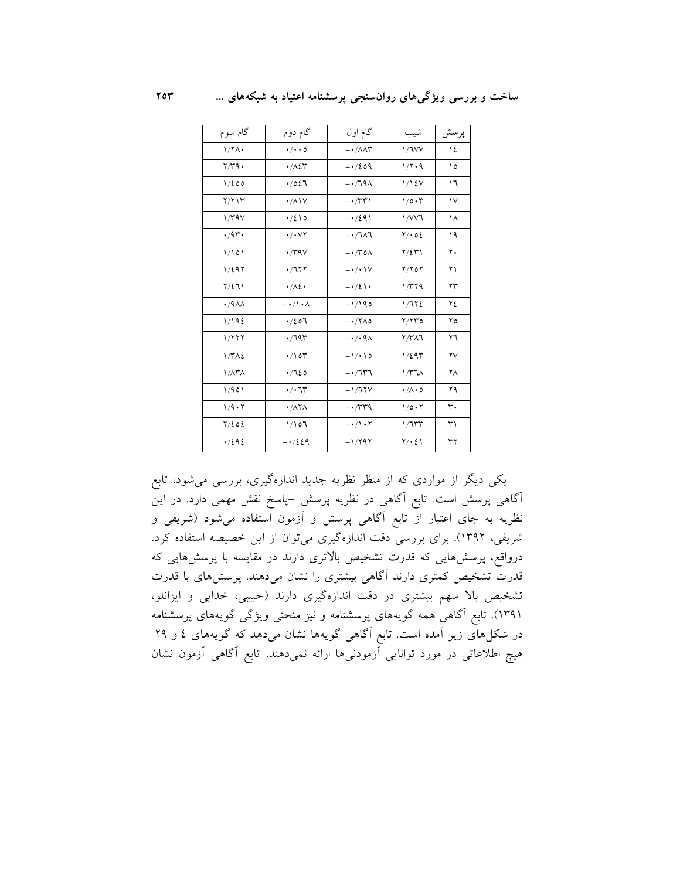| پرسش | شیب | گام اول | گام دوم | گام سوم |
|---|---|---|---|---|
| ۱۴ | ۱/۶۷۷ | −۰/۸۸۳ | ۰/۰۰۵ | ۱/۲۸۰ |
| ۱۵ | ۱/۲۰۹ | −۰/۴۵۹ | ۰/۸۴۳ | ۲/۳۹۰ |
| ۱۶ | ۱/۱۴۷ | −۰/۶۹۸ | ۰/۵۴۶ | ۱/۴۵۵ |
| ۱۷ | ۱/۵۰۳ | −۰/۳۳۱ | ۰/۸۱۷ | ۲/۲۱۳ |
| ۱۸ | ۱/۷۷۶ | −۰/۴۹۱ | ۰/۴۱۵ | ۱/۳۹۷ |
| ۱۹ | ۲/۰۵۴ | −۰/۶۸۶ | ۰/۰۷۲ | ۰/۹۳۰ |
| ۲۰ | ۲/۴۳۱ | −۰/۳۵۸ | ۰/۳۹۷ | ۱/۱۵۱ |
| ۲۱ | ۲/۲۵۲ | −۰/۰۱۷ | ۰/۶۲۲ | ۱/۴۹۲ |
| ۲۳ | ۱/۳۲۹ | −۰/۴۱۰ | ۰/۸۴۰ | ۲/۴۶۱ |
| ۲۴ | ۱/۶۲۴ | −۱/۱۹۵ | −۰/۱۰۸ | ۰/۹۸۸ |
| ۲۵ | ۲/۲۳۵ | −۰/۲۸۵ | ۰/۴۵۶ | ۱/۱۹۴ |
| ۲۶ | ۲/۳۸۶ | −۰/۰۹۸ | ۰/۶۹۳ | ۱/۲۲۲ |
| ۲۷ | ۱/۴۹۳ | −۱/۰۱۵ | ۰/۱۵۳ | ۱/۳۸۴ |
| ۲۸ | ۱/۳۶۸ | −۰/۶۳۶ | ۰/۶۴۵ | ۱/۸۳۸ |
| ۲۹ | ۰/۸۰۵ | −۱/۶۲۷ | ۰/۰۶۳ | ۱/۹۵۱ |
| ۳۰ | ۱/۵۰۲ | −۰/۳۳۹ | ۰/۸۲۸ | ۱/۹۰۲ |
| ۳۱ | ۱/۶۳۳ | −۰/۱۰۲ | ۱/۱۵۶ | ۲/۴۵۴ |
| ۳۲ | ۲/۰۴۱ | −۱/۲۹۲ | −۰/۴۴۹ | ۰/۴۹۴ |

یکی دیگر از مواردی که از منظر نظریه جدید اندازه‌گیری، بررسی می‌شود، تابع آگاهی پرسش است. تابع آگاهی در نظریه پرسش –پاسخ نقش مهمی دارد. در این نظریه به جای اعتبار از تابع آگاهی پرسش و آزمون استفاده می‌شود (شریفی و شریفی، ۱۳۹۲). برای بررسی دقت اندازه‌گیری می‌توان از این خصیصه استفاده کرد. درواقع، پرسش‌هایی که قدرت تشخیص بالاتری دارند در مقایسه با پرسش‌هایی که قدرت تشخیص کمتری دارند آگاهی بیشتری را نشان می‌دهند. پرسش‌های با قدرت تشخیص بالا سهم بیشتری در دقت اندازه‌گیری دارند (حبیبی، خدایی و ایزانلو، ۱۳۹۱). تابع آگاهی همه گویه‌های پرسشنامه و نیز منحنی ویژگی گویه‌های پرسشنامه در شکل‌های زیر آمده است. تابع آگاهی گویه‌ها نشان می‌دهد که گویه‌های ٤ و ۲۹ هیچ اطلاعاتی در مورد توانایی آزمودنی‌ها ارائه نمی‌دهند. تابع آگاهی آزمون نشان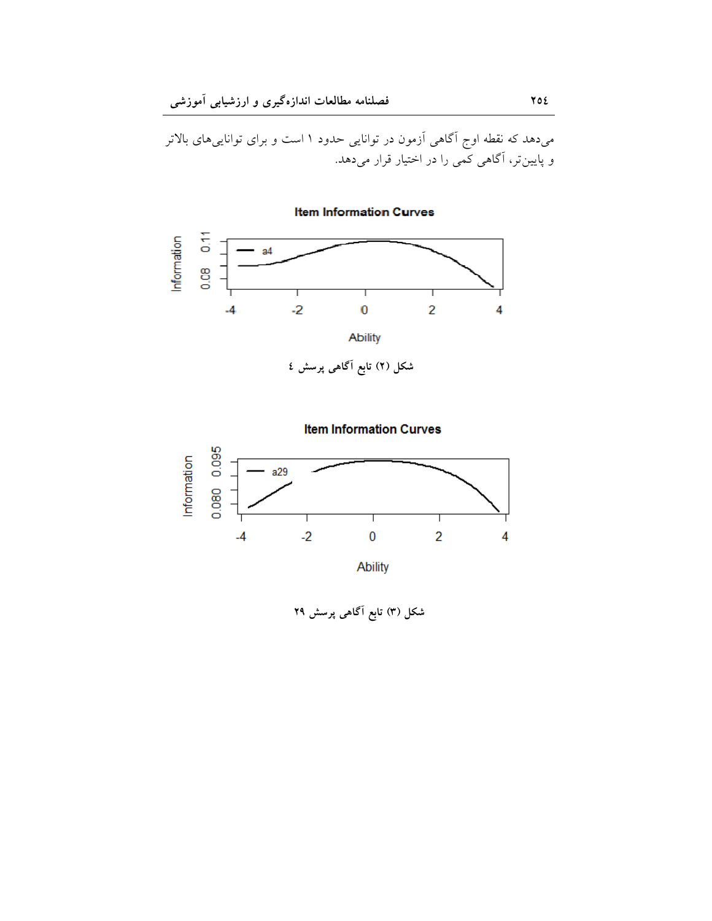می‌دهد که نقطه اوج آگاهی آزمون در توانایی حدود ۱ است و برای توانایی‌های بالاتر و پایین‌تر، آگاهی کمی را در اختیار قرار می‌دهد.

شکل (۲) تابع آگاهی پرسش ٤

شکل (۳) تابع آگاهی پرسش ۲۹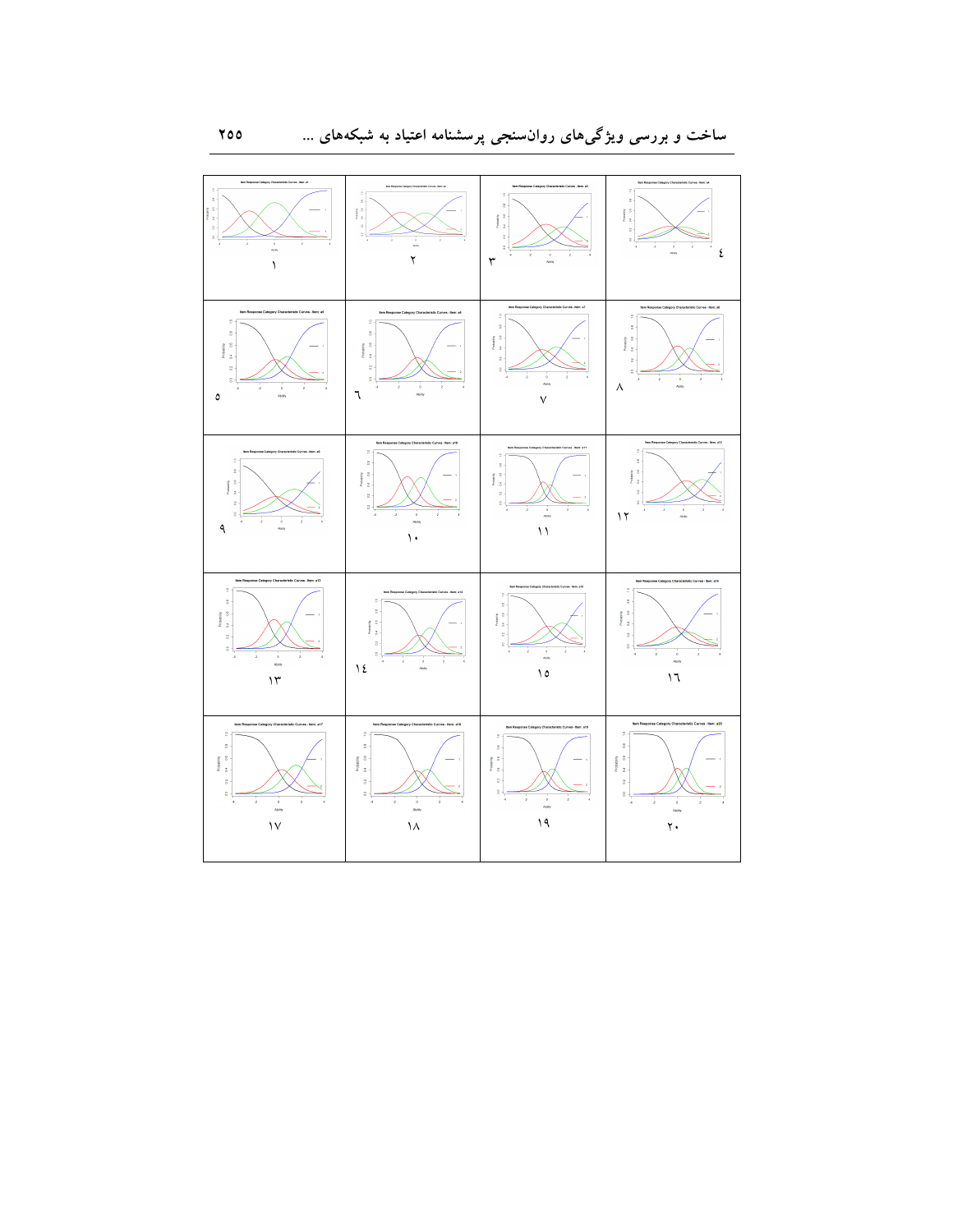| | | | |
|---|---|---|---|
| ١ | ٢ | ٣ | ٤ |
| ٥ | ٦ | ٧ | ٨ |
| ٩ | ١٠ | ١١ | ١٢ |
| ١٣ | ١٤ | ١٥ | ١٦ |
| ١٧ | ١٨ | ١٩ | ٢٠ |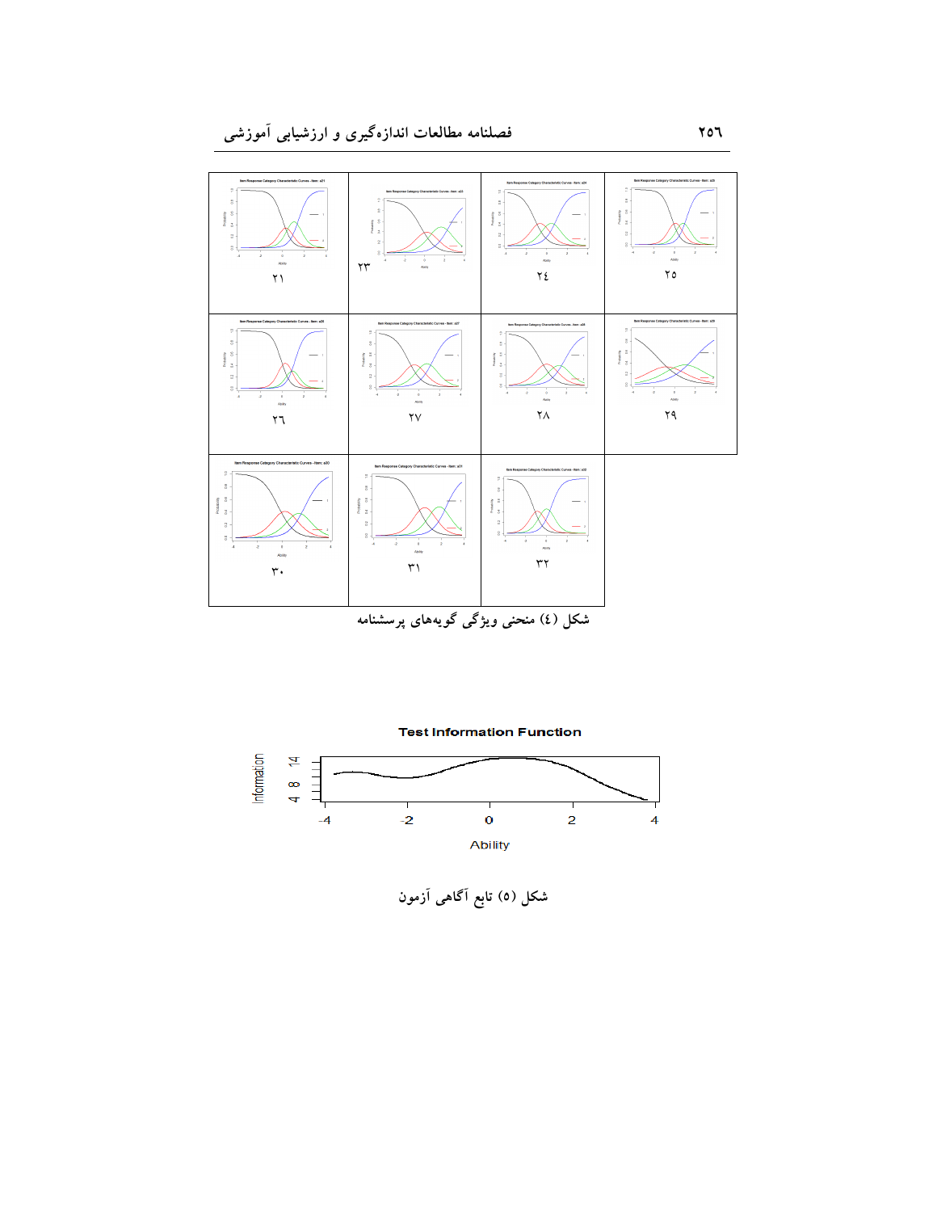۲۱ ۲۳ ۲٤ ۲٥

۲٦ ۲۷ ۲۸ ۲۹

۳۰ ۳۱ ۳۲

شکل (٤) منحنی ویژگی گویه‌های پرسشنامه

شکل (٥) تابع آگاهی آزمون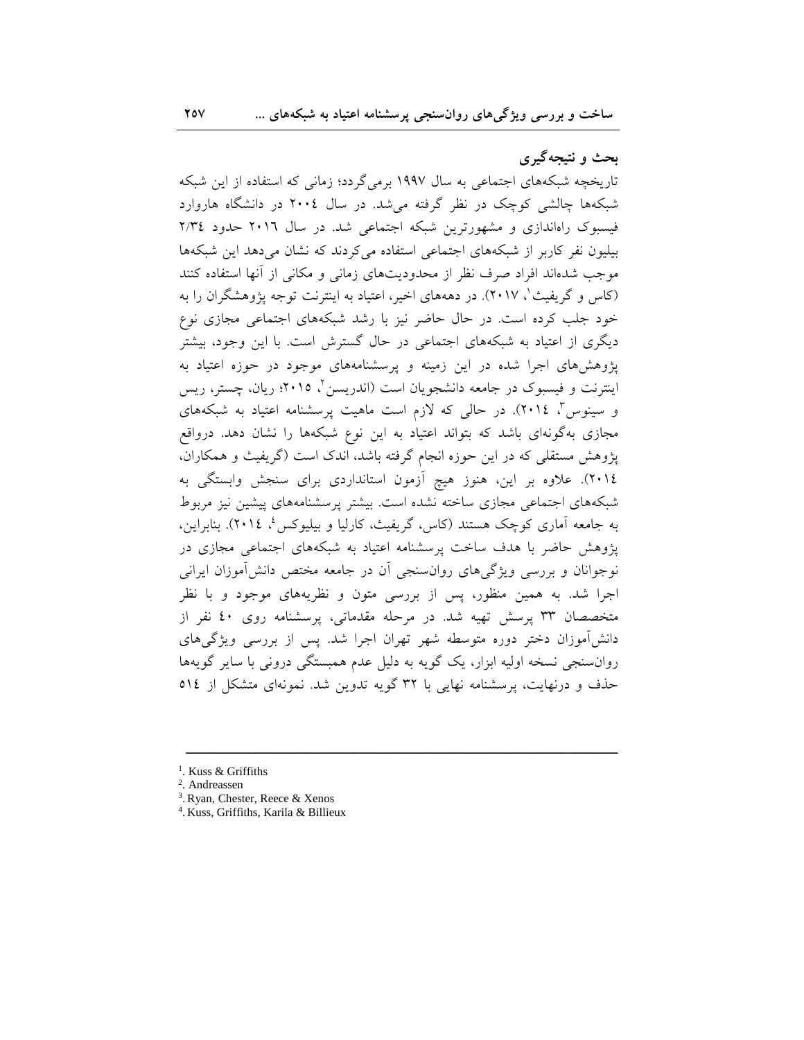## بحث و نتیجه‌گیری

تاریخچه شبکه‌های اجتماعی به سال ۱۹۹۷ برمی‌گردد؛ زمانی که استفاده از این شبکه شبکه‌ها چالشی کوچک در نظر گرفته می‌شد. در سال ۲۰۰٤ در دانشگاه هاروارد فیسبوک راه‌اندازی و مشهورترین شبکه اجتماعی شد. در سال ۲۰۱٦ حدود ۲/۳٤ بیلیون نفر کاربر از شبکه‌های اجتماعی استفاده می‌کردند که نشان می‌دهد این شبکه‌ها موجب شده‌اند افراد صرف نظر از محدودیت‌های زمانی و مکانی از آنها استفاده کنند (کاس و گریفیث[1]، ۲۰۱۷). در دهه‌های اخیر، اعتیاد به اینترنت توجه پژوهشگران را به خود جلب کرده است. در حال حاضر نیز با رشد شبکه‌های اجتماعی مجازی نوع دیگری از اعتیاد به شبکه‌های اجتماعی در حال گسترش است. با این وجود، بیشتر پژوهش‌های اجرا شده در این زمینه و پرسشنامه‌های موجود در حوزه اعتیاد به اینترنت و فیسبوک در جامعه دانشجویان است (اندریسن[2]، ۲۰۱۵؛ ریان، چستر، ریس و سینوس[3]، ۲۰۱٤). در حالی که لازم است ماهیت پرسشنامه اعتیاد به شبکه‌های مجازی به‌گونه‌ای باشد که بتواند اعتیاد به این نوع شبکه‌ها را نشان دهد. درواقع پژوهش مستقلی که در این حوزه انجام گرفته باشد، اندک است (گریفیث و همکاران، ۲۰۱٤). علاوه بر این، هنوز هیچ آزمون استانداردی برای سنجش وابستگی به شبکه‌های اجتماعی مجازی ساخته نشده است. بیشتر پرسشنامه‌های پیشین نیز مربوط به جامعه آماری کوچک هستند (کاس، گریفیث، کارلیا و بیلیوکس[4]، ۲۰۱٤). بنابراین، پژوهش حاضر با هدف ساخت پرسشنامه اعتیاد به شبکه‌های اجتماعی مجازی در نوجوانان و بررسی ویژگی‌های روان‌سنجی آن در جامعه مختص دانش‌آموزان ایرانی اجرا شد. به همین منظور، پس از بررسی متون و نظریه‌های موجود و با نظر متخصصان ۳۳ پرسش تهیه شد. در مرحله مقدماتی، پرسشنامه روی ٤۰ نفر از دانش‌آموزان دختر دوره متوسطه شهر تهران اجرا شد. پس از بررسی ویژگی‌های روان‌سنجی نسخه اولیه ابزار، یک گویه به دلیل عدم همبستگی درونی با سایر گویه‌ها حذف و درنهایت، پرسشنامه نهایی با ۳۲ گویه تدوین شد. نمونه‌ای متشکل از ۵۱٤

---

[1]. Kuss & Griffiths
[2]. Andreassen
[3]. Ryan, Chester, Reece & Xenos
[4]. Kuss, Griffiths, Karila & Billieux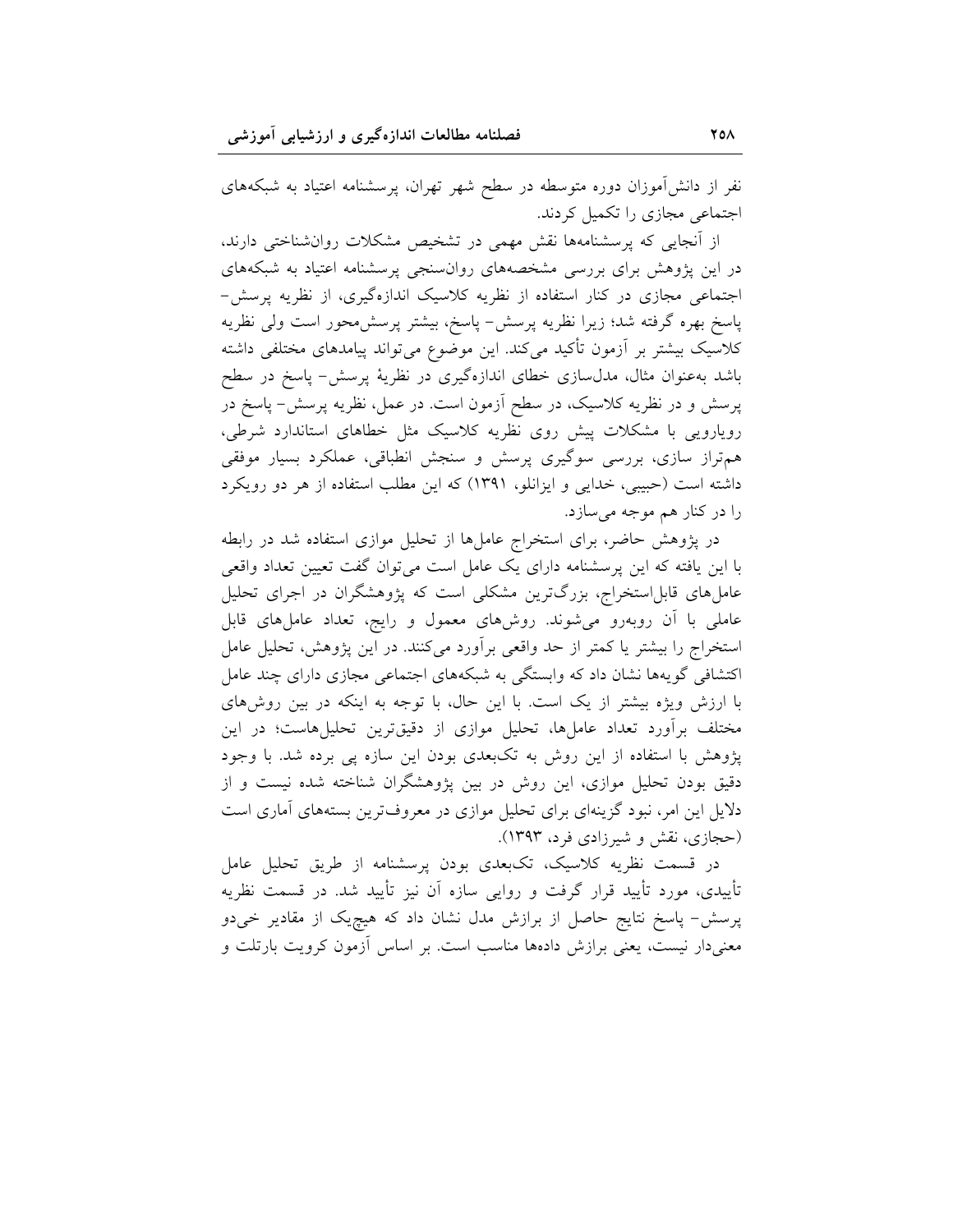نفر از دانش‌آموزان دوره متوسطه در سطح شهر تهران، پرسشنامه اعتیاد به شبکه‌های اجتماعی مجازی را تکمیل کردند.

از آنجایی که پرسشنامه‌ها نقش مهمی در تشخیص مشکلات روان‌شناختی دارند، در این پژوهش برای بررسی مشخصه‌های روان‌سنجی پرسشنامه اعتیاد به شبکه‌های اجتماعی مجازی در کنار استفاده از نظریه کلاسیک اندازه‌گیری، از نظریه پرسش- پاسخ بهره گرفته شد؛ زیرا نظریه پرسش- پاسخ، بیشتر پرسش‌محور است ولی نظریه کلاسیک بیشتر بر آزمون تأکید می‌کند. این موضوع می‌تواند پیامدهای مختلفی داشته باشد به‌عنوان مثال، مدل‌سازی خطای اندازه‌گیری در نظریهٔ پرسش- پاسخ در سطح پرسش و در نظریه کلاسیک، در سطح آزمون است. در عمل، نظریه پرسش- پاسخ در رویارویی با مشکلات پیش روی نظریه کلاسیک مثل خطاهای استاندارد شرطی، هم‌تراز سازی، بررسی سوگیری پرسش و سنجش انطباقی، عملکرد بسیار موفقی داشته است (حبیبی، خدایی و ایزانلو، ۱۳۹۱) که این مطلب استفاده از هر دو رویکرد را در کنار هم موجه می‌سازد.

در پژوهش حاضر، برای استخراج عامل‌ها از تحلیل موازی استفاده شد در رابطه با این یافته که این پرسشنامه دارای یک عامل است می‌توان گفت تعیین تعداد واقعی عامل‌های قابل‌استخراج، بزرگ‌ترین مشکلی است که پژوهشگران در اجرای تحلیل عاملی با آن روبه‌رو می‌شوند. روش‌های معمول و رایج، تعداد عامل‌های قابل استخراج را بیشتر یا کمتر از حد واقعی برآورد می‌کنند. در این پژوهش، تحلیل عامل اکتشافی گویه‌ها نشان داد که وابستگی به شبکه‌های اجتماعی مجازی دارای چند عامل با ارزش ویژه بیشتر از یک است. با این حال، با توجه به اینکه در بین روش‌های مختلف برآورد تعداد عامل‌ها، تحلیل موازی از دقیق‌ترین تحلیل‌هاست؛ در این پژوهش با استفاده از این روش به تک‌بعدی بودن این سازه پی برده شد. با وجود دقیق بودن تحلیل موازی، این روش در بین پژوهشگران شناخته شده نیست و از دلایل این امر، نبود گزینه‌ای برای تحلیل موازی در معروف‌ترین بسته‌های آماری است (حجازی، نقش و شیرزادی فرد، ۱۳۹۳).

در قسمت نظریه کلاسیک، تک‌بعدی بودن پرسشنامه از طریق تحلیل عامل تأییدی، مورد تأیید قرار گرفت و روایی سازه آن نیز تأیید شد. در قسمت نظریه پرسش- پاسخ نتایج حاصل از برازش مدل نشان داد که هیچ‌یک از مقادیر خی‌دو معنی‌دار نیست، یعنی برازش داده‌ها مناسب است. بر اساس آزمون کرویت بارتلت و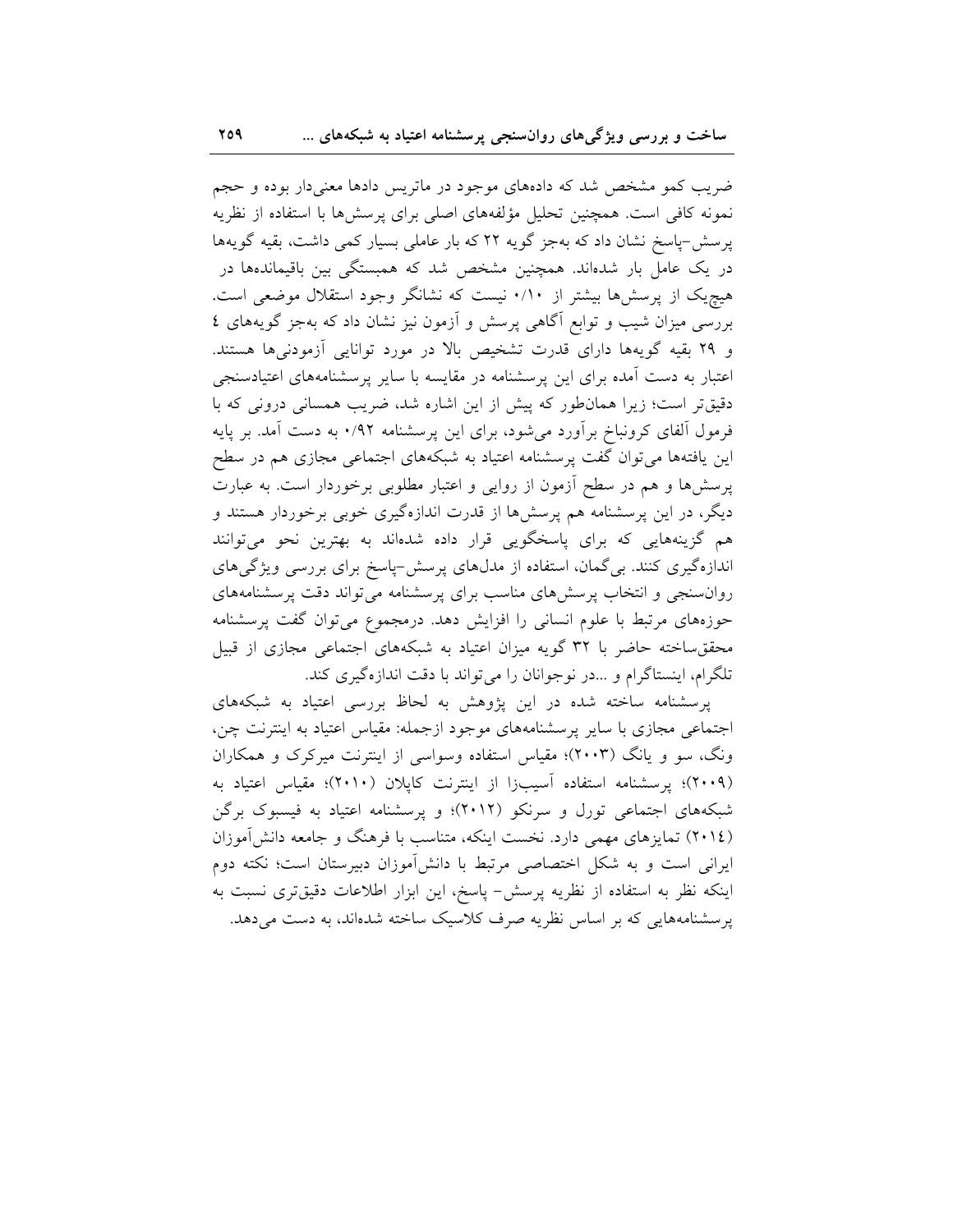ضریب کمو مشخص شد که داده‌های موجود در ماتریس دادها معنی‌دار بوده و حجم نمونه کافی است. همچنین تحلیل مؤلفه‌های اصلی برای پرسش‌ها با استفاده از نظریه پرسش-پاسخ نشان داد که به‌جز گویه ۲۲ که بار عاملی بسیار کمی داشت، بقیه گویه‌ها در یک عامل بار شده‌اند. همچنین مشخص شد که همبستگی بین باقیمانده‌ها در هیچ‌یک از پرسش‌ها بیشتر از ۰/۱۰ نیست که نشانگر وجود استقلال موضعی است. بررسی میزان شیب و توابع آگاهی پرسش و آزمون نیز نشان داد که به‌جز گویه‌های ٤ و ۲۹ بقیه گویه‌ها دارای قدرت تشخیص بالا در مورد توانایی آزمودنی‌ها هستند. اعتبار به دست آمده برای این پرسشنامه در مقایسه با سایر پرسشنامه‌های اعتیادسنجی دقیق‌تر است؛ زیرا همان‌طور که پیش از این اشاره شد، ضریب همسانی درونی که با فرمول آلفای کرونباخ برآورد می‌شود، برای این پرسشنامه ۰/۹۲ به دست آمد. بر پایه این یافته‌ها می‌توان گفت پرسشنامه اعتیاد به شبکه‌های اجتماعی مجازی هم در سطح پرسش‌ها و هم در سطح آزمون از روایی و اعتبار مطلوبی برخوردار است. به عبارت دیگر، در این پرسشنامه هم پرسش‌ها از قدرت اندازه‌گیری خوبی برخوردار هستند و هم گزینه‌هایی که برای پاسخگویی قرار داده شده‌اند به بهترین نحو می‌توانند اندازه‌گیری کنند. بی‌گمان، استفاده از مدل‌های پرسش-پاسخ برای بررسی ویژگی‌های روان‌سنجی و انتخاب پرسش‌های مناسب برای پرسشنامه می‌تواند دقت پرسشنامه‌های حوزه‌های مرتبط با علوم انسانی را افزایش دهد. درمجموع می‌توان گفت پرسشنامه محقق‌ساخته حاضر با ۳۲ گویه میزان اعتیاد به شبکه‌های اجتماعی مجازی از قبیل تلگرام، اینستاگرام و ...در نوجوانان را می‌تواند با دقت اندازه‌گیری کند.

پرسشنامه ساخته شده در این پژوهش به لحاظ بررسی اعتیاد به شبکه‌های اجتماعی مجازی با سایر پرسشنامه‌های موجود ازجمله: مقیاس اعتیاد به اینترنت چن، ونگ، سو و یانگ (۲۰۰۳)؛ مقیاس استفاده وسواسی از اینترنت میرکرک و همکاران (۲۰۰۹)؛ پرسشنامه استفاده آسیب‌زا از اینترنت کاپلان (۲۰۱۰)؛ مقیاس اعتیاد به شبکه‌های اجتماعی تورل و سرنکو (۲۰۱۲)؛ و پرسشنامه اعتیاد به فیسبوک برگن (۲۰۱٤) تمایزهای مهمی دارد. نخست اینکه، متناسب با فرهنگ و جامعه دانش‌آموزان ایرانی است و به شکل اختصاصی مرتبط با دانش‌آموزان دبیرستان است؛ نکته دوم اینکه نظر به استفاده از نظریه پرسش- پاسخ، این ابزار اطلاعات دقیق‌تری نسبت به پرسشنامه‌هایی که بر اساس نظریه صرف کلاسیک ساخته شده‌اند، به دست می‌دهد.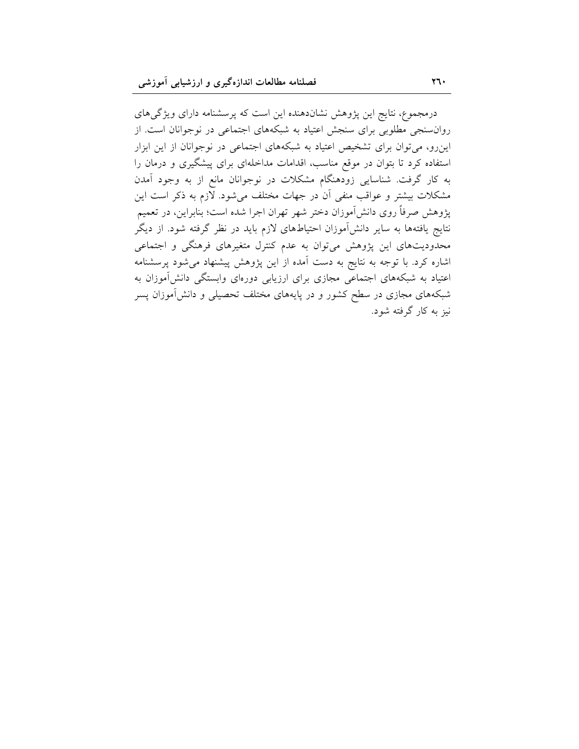درمجموع، نتایج این پژوهش نشان‌دهنده این است که پرسشنامه دارای ویژگی‌های روان‌سنجی مطلوبی برای سنجش اعتیاد به شبکه‌های اجتماعی در نوجوانان است. از این‌رو، می‌توان برای تشخیص اعتیاد به شبکه‌های اجتماعی در نوجوانان از این ابزار استفاده کرد تا بتوان در موقع مناسب، اقدامات مداخله‌ای برای پیشگیری و درمان را به کار گرفت. شناسایی زودهنگام مشکلات در نوجوانان مانع از به وجود آمدن مشکلات بیشتر و عواقب منفی آن در جهات مختلف می‌شود. لازم به ذکر است این پژوهش صرفاً روی دانش‌آموزان دختر شهر تهران اجرا شده است؛ بنابراین، در تعمیم نتایج یافته‌ها به سایر دانش‌آموزان احتیاط‌های لازم باید در نظر گرفته شود. از دیگر محدودیت‌های این پژوهش می‌توان به عدم کنترل متغیرهای فرهنگی و اجتماعی اشاره کرد. با توجه به نتایج به دست آمده از این پژوهش پیشنهاد می‌شود پرسشنامه اعتیاد به شبکه‌های اجتماعی مجازی برای ارزیابی دوره‌ای وابستگی دانش‌آموزان به شبکه‌های مجازی در سطح کشور و در پایه‌های مختلف تحصیلی و دانش‌آموزان پسر نیز به کار گرفته شود.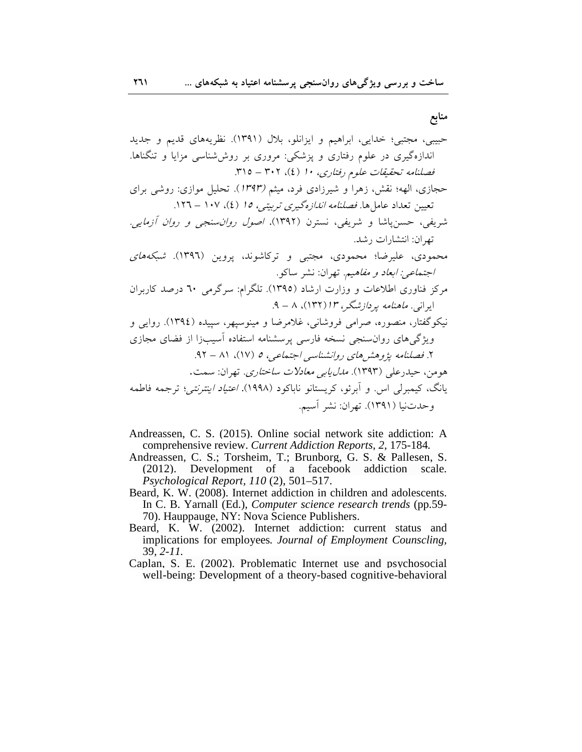## منابع

حبیبی، مجتبی؛ خدایی، ابراهیم و ایزانلو، بلال (۱۳۹۱). نظریه‌های قدیم و جدید اندازه‌گیری در علوم رفتاری و پزشکی: مروری بر روش‌شناسی مزایا و تنگناها. *فصلنامه تحقیقات علوم رفتاری*، *۱۰* (٤)، ۳۰۲ – ۳۱۵.

حجازی، الهه؛ نقش، زهرا و شیرزادی فرد، میثم (*۱۳۹۳*). تحلیل موازی: روشی برای تعیین تعداد عامل‌ها. *فصلنامه اندازه‌گیری تربیتی*، *۱۵* (٤)، ۱۰۷ – ۱۲٦.

شریفی، حسن‌پاشا و شریفی، نسترن (۱۳۹۲). *اصول روان‌سنجی و روان آزمایی*. تهران: انتشارات رشد.

محمودی، علیرضا؛ محمودی، مجتبی و ترکاشوند، پروین (۱۳۹٦). *شبکه‌های اجتماعی: ابعاد و مفاهیم*. تهران: نشر ساکو.

مرکز فناوری اطلاعات و وزارت ارشاد (۱۳۹۵). تلگرام: سرگرمی ٦۰ درصد کاربران ایرانی. *ماهنامه پردازشگر*، *۱۳* (۱۳۲)، ۸ – ۹.

نیکوگفتار، منصوره، صرامی فروشانی، غلامرضا و مینوسپهر، سپیده (۱۳۹٤). روایی و ویژگی‌های روان‌سنجی نسخه فارسی پرسشنامه استفاده آسیب‌زا از فضای مجازی ۲. *فصلنامه پژوهش‌های روانشناسی اجتماعی*، *۵* (۱۷)، ۸۱ – ۹۲.

هومن، حیدرعلی (۱۳۹۳). *مدل‌یابی معادلات ساختاری*. تهران: سمت.

یانگ، کیمبرلی اس. و آبرئو، کریستانو ناباکود (۱۹۹۸). *اعتیاد اینترنتی*؛ ترجمه فاطمه وحدت‌نیا (۱۳۹۱). تهران: نشر آسیم.

Andreassen, C. S. (2015). Online social network site addiction: A comprehensive review. *Current Addiction Reports*, *2*, 175-184.

Andreassen, C. S.; Torsheim, T.; Brunborg, G. S. & Pallesen, S. (2012). Development of a facebook addiction scale. *Psychological Report*, *110* (2), 501–517.

Beard, K. W. (2008). Internet addiction in children and adolescents. In C. B. Yarnall (Ed.), *Computer science research trends* (pp.59-70). Hauppauge, NY: Nova Science Publishers.

Beard, K. W. (2002). Internet addiction: current status and implications for employees. *Journal of Employment Counscling*, 39, *2-11*.

Caplan, S. E. (2002). Problematic Internet use and psychosocial well-being: Development of a theory-based cognitive-behavioral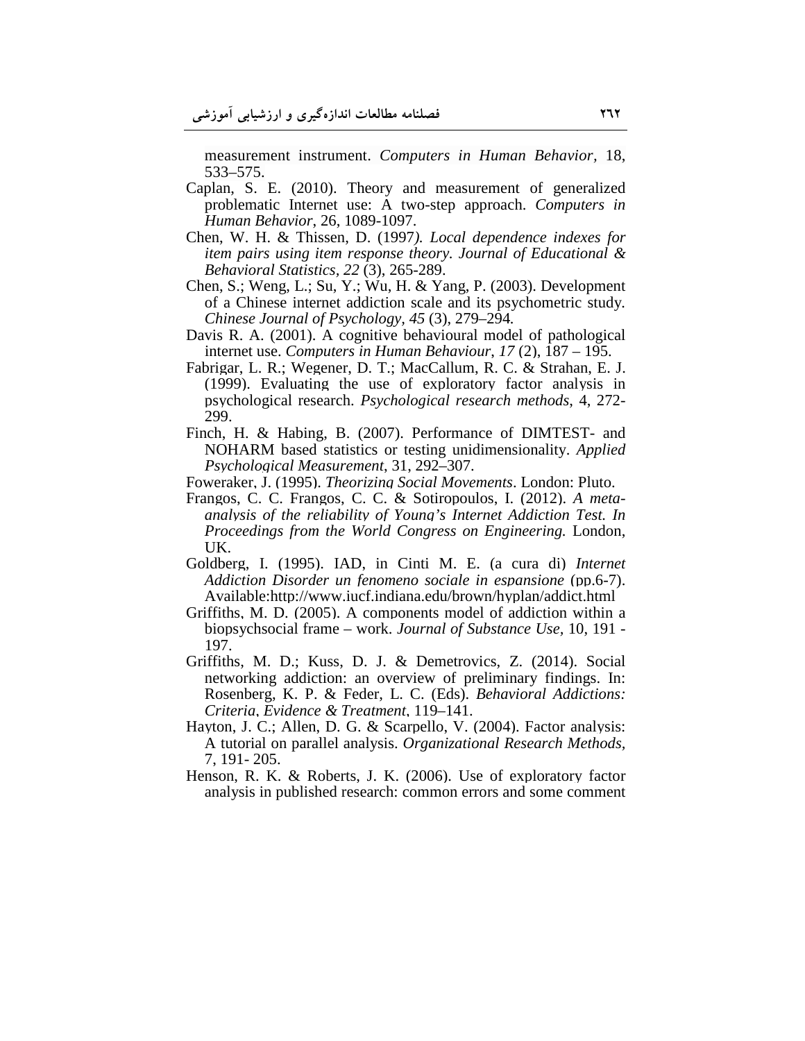measurement instrument. *Computers in Human Behavior,* 18, 533–575.

Caplan, S. E. (2010). Theory and measurement of generalized problematic Internet use: A two-step approach. *Computers in Human Behavior*, 26, 1089-1097.

Chen, W. H. & Thissen, D. (1997*). Local dependence indexes for item pairs using item response theory. Journal of Educational & Behavioral Statistics, 22* (3), 265-289.

Chen, S.; Weng, L.; Su, Y.; Wu, H. & Yang, P. (2003). Development of a Chinese internet addiction scale and its psychometric study. *Chinese Journal of Psychology, 45* (3), 279–294*.*

Davis R. A. (2001). A cognitive behavioural model of pathological internet use. *Computers in Human Behaviour*, *17* (2), 187 – 195.

Fabrigar, L. R.; Wegener, D. T.; MacCallum, R. C. & Strahan, E. J. (1999). Evaluating the use of exploratory factor analysis in psychological research. *Psychological research methods*, 4, 272-299.

Finch, H. & Habing, B. (2007). Performance of DIMTEST- and NOHARM based statistics or testing unidimensionality. *Applied Psychological Measurement*, 31, 292–307.

Foweraker, J. (1995). *Theorizing Social Movements*. London: Pluto.

Frangos, C. C. Frangos, C. C. & Sotiropoulos, I. (2012). *A meta-analysis of the reliability of Young's Internet Addiction Test. In Proceedings from the World Congress on Engineering.* London, UK.

Goldberg, I. (1995). IAD, in Cinti M. E. (a cura di) *Internet Addiction Disorder un fenomeno sociale in espansione* (pp.6-7). Available:http://www.iucf.indiana.edu/brown/hyplan/addict.html

Griffiths, M. D. (2005). A components model of addiction within a biopsychsocial frame – work. *Journal of Substance Use,* 10, 191 - 197.

Griffiths, M. D.; Kuss, D. J. & Demetrovics, Z. (2014). Social networking addiction: an overview of preliminary findings. In: Rosenberg, K. P. & Feder, L. C. (Eds). *Behavioral Addictions: Criteria*, *Evidence & Treatment*, 119–141.

Hayton, J. C.; Allen, D. G. & Scarpello, V. (2004). Factor analysis: A tutorial on parallel analysis. *Organizational Research Methods*, 7, 191- 205.

Henson, R. K. & Roberts, J. K. (2006). Use of exploratory factor analysis in published research: common errors and some comment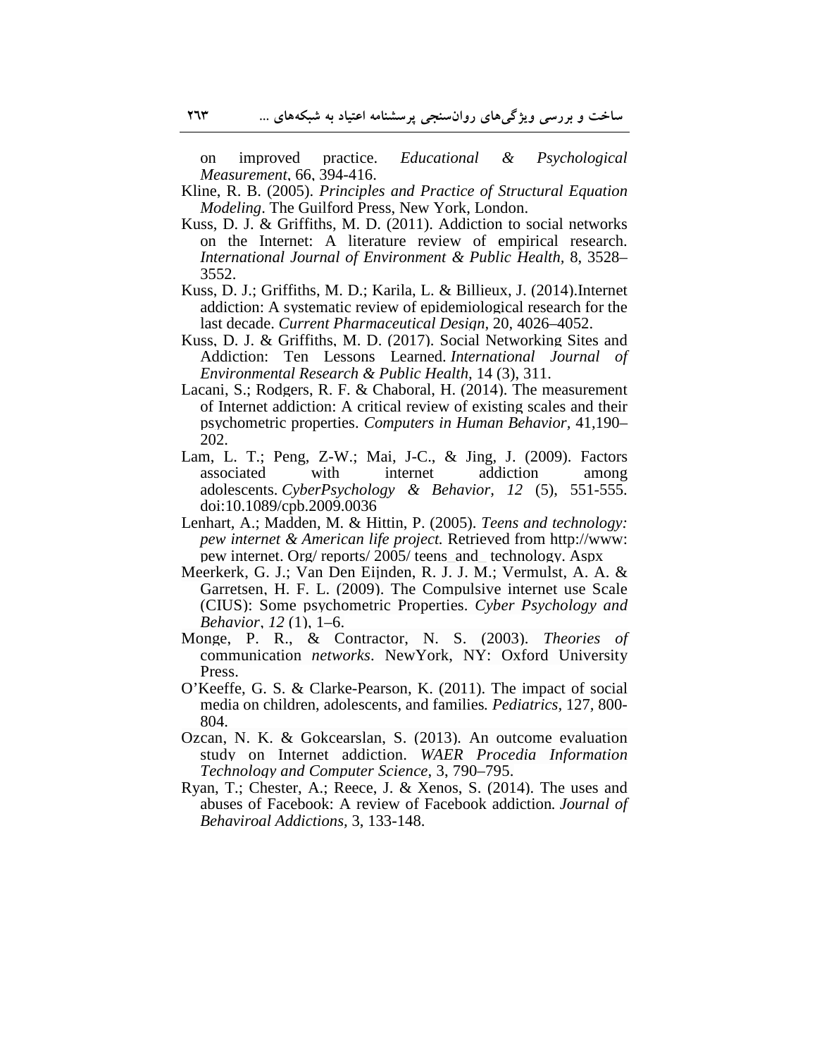on improved practice. *Educational & Psychological Measurement*, 66, 394-416.

Kline, R. B. (2005). *Principles and Practice of Structural Equation Modeling*. The Guilford Press, New York, London.

Kuss, D. J. & Griffiths, M. D. (2011). Addiction to social networks on the Internet: A literature review of empirical research. *International Journal of Environment & Public Health*, 8, 3528–3552.

Kuss, D. J.; Griffiths, M. D.; Karila, L. & Billieux, J. (2014).Internet addiction: A systematic review of epidemiological research for the last decade. *Current Pharmaceutical Design*, 20, 4026–4052.

Kuss, D. J. & Griffiths, M. D. (2017). Social Networking Sites and Addiction: Ten Lessons Learned. *International Journal of Environmental Research & Public Health*, 14 (3), 311.

Lacani, S.; Rodgers, R. F. & Chaboral, H. (2014). The measurement of Internet addiction: A critical review of existing scales and their psychometric properties. *Computers in Human Behavior*, 41,190–202.

Lam, L. T.; Peng, Z-W.; Mai, J-C., & Jing, J. (2009). Factors associated with internet addiction among adolescents. *CyberPsychology & Behavior, 12* (5), 551-555. doi:10.1089/cpb.2009.0036

Lenhart, A.; Madden, M. & Hittin, P. (2005). *Teens and technology: pew internet & American life project.* Retrieved from http://www: pew internet. Org/ reports/ 2005/ teens_and_ technology. Aspx

Meerkerk, G. J.; Van Den Eijnden, R. J. J. M.; Vermulst, A. A. & Garretsen, H. F. L. (2009). The Compulsive internet use Scale (CIUS): Some psychometric Properties. *Cyber Psychology and Behavior*, *12* (1), 1–6.

Monge, P. R., & Contractor, N. S. (2003). *Theories of* communication *networks*. NewYork, NY: Oxford University Press.

O'Keeffe, G. S. & Clarke-Pearson, K. (2011). The impact of social media on children, adolescents, and families. *Pediatrics*, 127, 800-804.

Ozcan, N. K. & Gokcearslan, S. (2013). An outcome evaluation study on Internet addiction. *WAER Procedia Information Technology and Computer Science*, 3, 790–795.

Ryan, T.; Chester, A.; Reece, J. & Xenos, S. (2014). The uses and abuses of Facebook: A review of Facebook addiction. *Journal of Behaviroal Addictions*, 3, 133-148.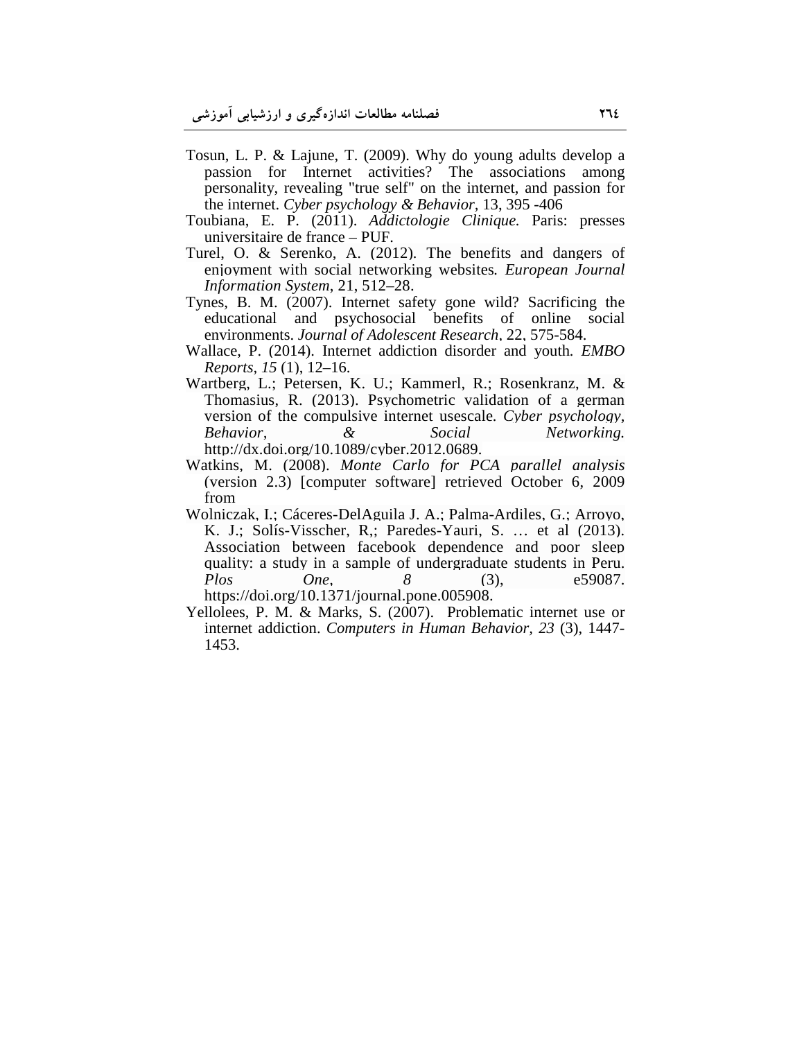Tosun, L. P. & Lajune, T. (2009). Why do young adults develop a passion for Internet activities? The associations among personality, revealing "true self" on the internet, and passion for the internet. *Cyber psychology & Behavior*, 13, 395 -406

Toubiana, E. P. (2011). *Addictologie Clinique.* Paris: presses universitaire de france – PUF.

Turel, O. & Serenko, A. (2012). The benefits and dangers of enjoyment with social networking websites. *European Journal Information System*, 21, 512–28.

Tynes, B. M. (2007). Internet safety gone wild? Sacrificing the educational and psychosocial benefits of online social environments. *Journal of Adolescent Research*, 22, 575-584.

Wallace, P. (2014). Internet addiction disorder and youth. *EMBO Reports, 15* (1), 12–16.

Wartberg, L.; Petersen, K. U.; Kammerl, R.; Rosenkranz, M. & Thomasius, R. (2013). Psychometric validation of a german version of the compulsive internet usescale. *Cyber psychology, Behavior, & Social Networking.* http://dx.doi.org/10.1089/cyber.2012.0689.

Watkins, M. (2008). *Monte Carlo for PCA parallel analysis* (version 2.3) [computer software] retrieved October 6, 2009 from

Wolniczak, I.; Cáceres-DelAguila J. A.; Palma-Ardiles, G.; Arroyo, K. J.; Solís-Visscher, R,; Paredes-Yauri, S. … et al (2013). Association between facebook dependence and poor sleep quality: a study in a sample of undergraduate students in Peru. *Plos One*, *8* (3), e59087. https://doi.org/10.1371/journal.pone.005908.

Yellolees, P. M. & Marks, S. (2007). Problematic internet use or internet addiction. *Computers in Human Behavior, 23* (3), 1447-1453.